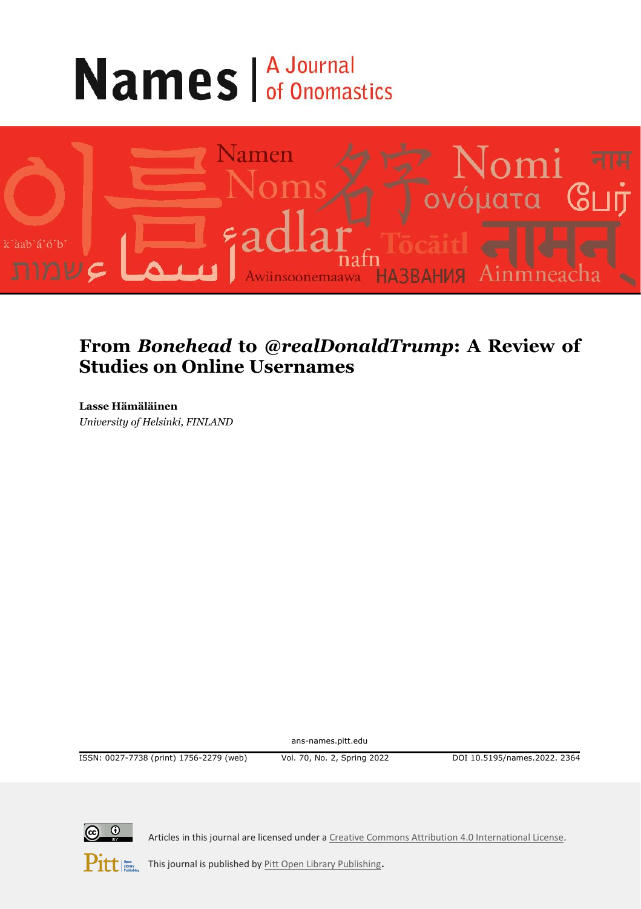# Names | A Journal of Onomastics

## From *Bonehead* to *@realDonaldTrump*: A Review of Studies on Online Usernames

**Lasse Hämäläinen**
*University of Helsinki, FINLAND*

ans-names.pitt.edu

ISSN: 0027-7738 (print) 1756-2279 (web) Vol. 70, No. 2, Spring 2022 DOI 10.5195/names.2022.2364

Articles in this journal are licensed under a Creative Commons Attribution 4.0 International License.

This journal is published by Pitt Open Library Publishing.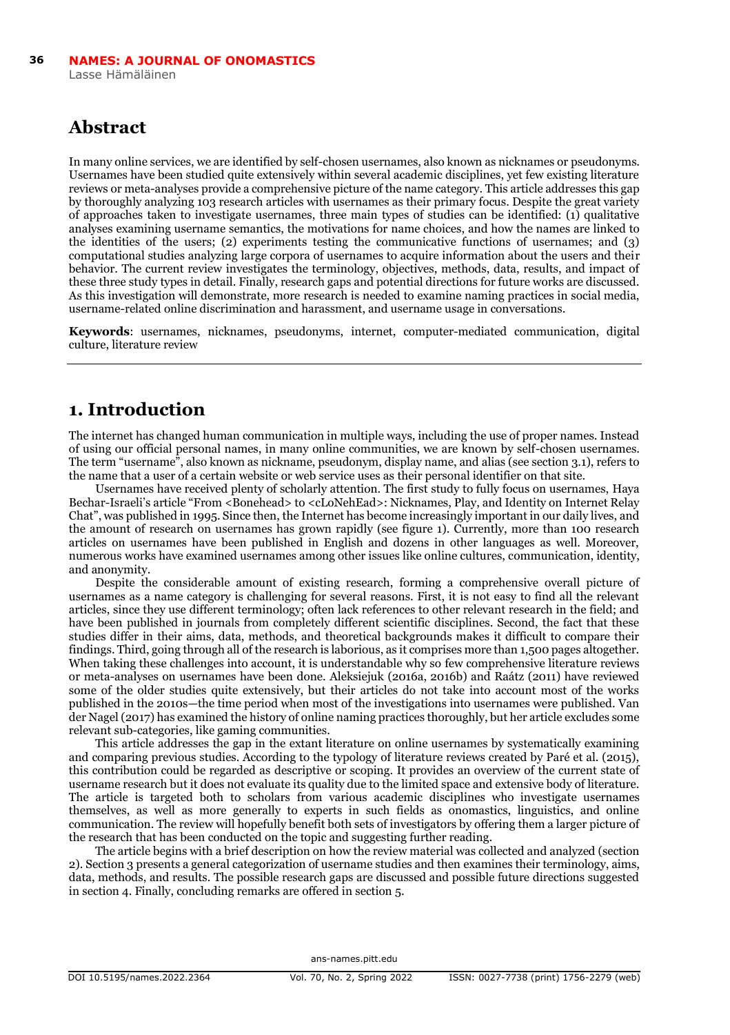## Abstract

In many online services, we are identified by self-chosen usernames, also known as nicknames or pseudonyms. Usernames have been studied quite extensively within several academic disciplines, yet few existing literature reviews or meta-analyses provide a comprehensive picture of the name category. This article addresses this gap by thoroughly analyzing 103 research articles with usernames as their primary focus. Despite the great variety of approaches taken to investigate usernames, three main types of studies can be identified: (1) qualitative analyses examining username semantics, the motivations for name choices, and how the names are linked to the identities of the users; (2) experiments testing the communicative functions of usernames; and (3) computational studies analyzing large corpora of usernames to acquire information about the users and their behavior. The current review investigates the terminology, objectives, methods, data, results, and impact of these three study types in detail. Finally, research gaps and potential directions for future works are discussed. As this investigation will demonstrate, more research is needed to examine naming practices in social media, username-related online discrimination and harassment, and username usage in conversations.

**Keywords**: usernames, nicknames, pseudonyms, internet, computer-mediated communication, digital culture, literature review

## 1. Introduction

The internet has changed human communication in multiple ways, including the use of proper names. Instead of using our official personal names, in many online communities, we are known by self-chosen usernames. The term "username", also known as nickname, pseudonym, display name, and alias (see section 3.1), refers to the name that a user of a certain website or web service uses as their personal identifier on that site.

Usernames have received plenty of scholarly attention. The first study to fully focus on usernames, Haya Bechar-Israeli's article "From <Bonehead> to <cLoNehEad>: Nicknames, Play, and Identity on Internet Relay Chat", was published in 1995. Since then, the Internet has become increasingly important in our daily lives, and the amount of research on usernames has grown rapidly (see figure 1). Currently, more than 100 research articles on usernames have been published in English and dozens in other languages as well. Moreover, numerous works have examined usernames among other issues like online cultures, communication, identity, and anonymity.

Despite the considerable amount of existing research, forming a comprehensive overall picture of usernames as a name category is challenging for several reasons. First, it is not easy to find all the relevant articles, since they use different terminology; often lack references to other relevant research in the field; and have been published in journals from completely different scientific disciplines. Second, the fact that these studies differ in their aims, data, methods, and theoretical backgrounds makes it difficult to compare their findings. Third, going through all of the research is laborious, as it comprises more than 1,500 pages altogether. When taking these challenges into account, it is understandable why so few comprehensive literature reviews or meta-analyses on usernames have been done. Aleksiejuk (2016a, 2016b) and Raátz (2011) have reviewed some of the older studies quite extensively, but their articles do not take into account most of the works published in the 2010s—the time period when most of the investigations into usernames were published. Van der Nagel (2017) has examined the history of online naming practices thoroughly, but her article excludes some relevant sub-categories, like gaming communities.

This article addresses the gap in the extant literature on online usernames by systematically examining and comparing previous studies. According to the typology of literature reviews created by Paré et al. (2015), this contribution could be regarded as descriptive or scoping. It provides an overview of the current state of username research but it does not evaluate its quality due to the limited space and extensive body of literature. The article is targeted both to scholars from various academic disciplines who investigate usernames themselves, as well as more generally to experts in such fields as onomastics, linguistics, and online communication. The review will hopefully benefit both sets of investigators by offering them a larger picture of the research that has been conducted on the topic and suggesting further reading.

The article begins with a brief description on how the review material was collected and analyzed (section 2). Section 3 presents a general categorization of username studies and then examines their terminology, aims, data, methods, and results. The possible research gaps are discussed and possible future directions suggested in section 4. Finally, concluding remarks are offered in section 5.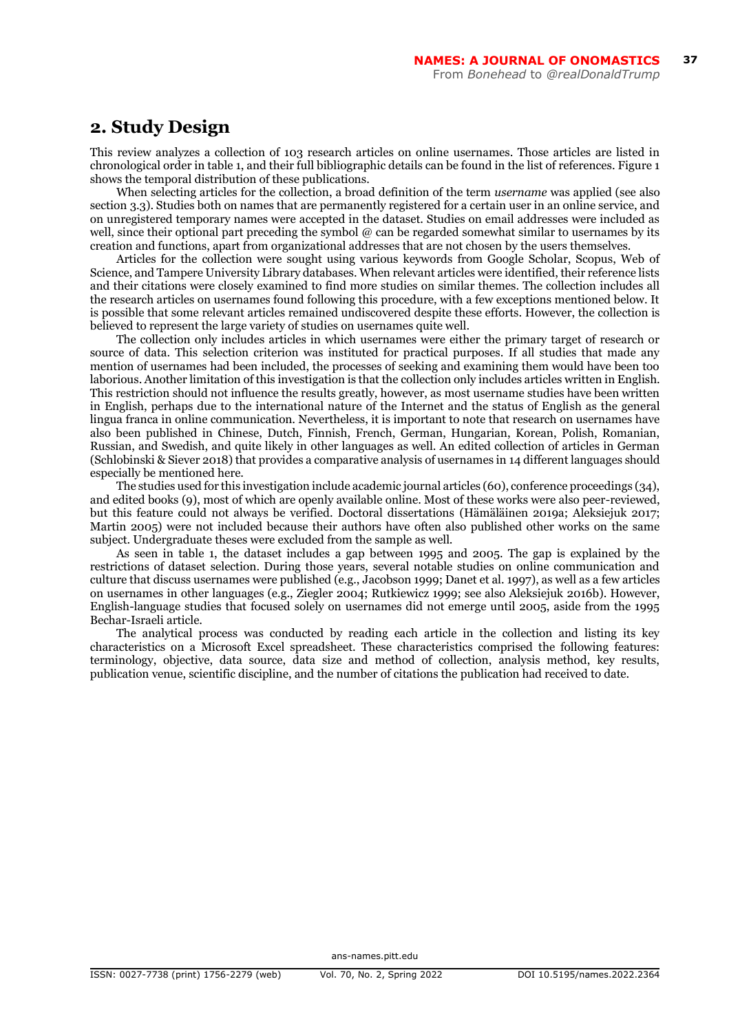## 2. Study Design

This review analyzes a collection of 103 research articles on online usernames. Those articles are listed in chronological order in table 1, and their full bibliographic details can be found in the list of references. Figure 1 shows the temporal distribution of these publications.

When selecting articles for the collection, a broad definition of the term *username* was applied (see also section 3.3). Studies both on names that are permanently registered for a certain user in an online service, and on unregistered temporary names were accepted in the dataset. Studies on email addresses were included as well, since their optional part preceding the symbol @ can be regarded somewhat similar to usernames by its creation and functions, apart from organizational addresses that are not chosen by the users themselves.

Articles for the collection were sought using various keywords from Google Scholar, Scopus, Web of Science, and Tampere University Library databases. When relevant articles were identified, their reference lists and their citations were closely examined to find more studies on similar themes. The collection includes all the research articles on usernames found following this procedure, with a few exceptions mentioned below. It is possible that some relevant articles remained undiscovered despite these efforts. However, the collection is believed to represent the large variety of studies on usernames quite well.

The collection only includes articles in which usernames were either the primary target of research or source of data. This selection criterion was instituted for practical purposes. If all studies that made any mention of usernames had been included, the processes of seeking and examining them would have been too laborious. Another limitation of this investigation is that the collection only includes articles written in English. This restriction should not influence the results greatly, however, as most username studies have been written in English, perhaps due to the international nature of the Internet and the status of English as the general lingua franca in online communication. Nevertheless, it is important to note that research on usernames have also been published in Chinese, Dutch, Finnish, French, German, Hungarian, Korean, Polish, Romanian, Russian, and Swedish, and quite likely in other languages as well. An edited collection of articles in German (Schlobinski & Siever 2018) that provides a comparative analysis of usernames in 14 different languages should especially be mentioned here.

The studies used for this investigation include academic journal articles (60), conference proceedings (34), and edited books (9), most of which are openly available online. Most of these works were also peer-reviewed, but this feature could not always be verified. Doctoral dissertations (Hämäläinen 2019a; Aleksiejuk 2017; Martin 2005) were not included because their authors have often also published other works on the same subject. Undergraduate theses were excluded from the sample as well.

As seen in table 1, the dataset includes a gap between 1995 and 2005. The gap is explained by the restrictions of dataset selection. During those years, several notable studies on online communication and culture that discuss usernames were published (e.g., Jacobson 1999; Danet et al. 1997), as well as a few articles on usernames in other languages (e.g., Ziegler 2004; Rutkiewicz 1999; see also Aleksiejuk 2016b). However, English-language studies that focused solely on usernames did not emerge until 2005, aside from the 1995 Bechar-Israeli article.

The analytical process was conducted by reading each article in the collection and listing its key characteristics on a Microsoft Excel spreadsheet. These characteristics comprised the following features: terminology, objective, data source, data size and method of collection, analysis method, key results, publication venue, scientific discipline, and the number of citations the publication had received to date.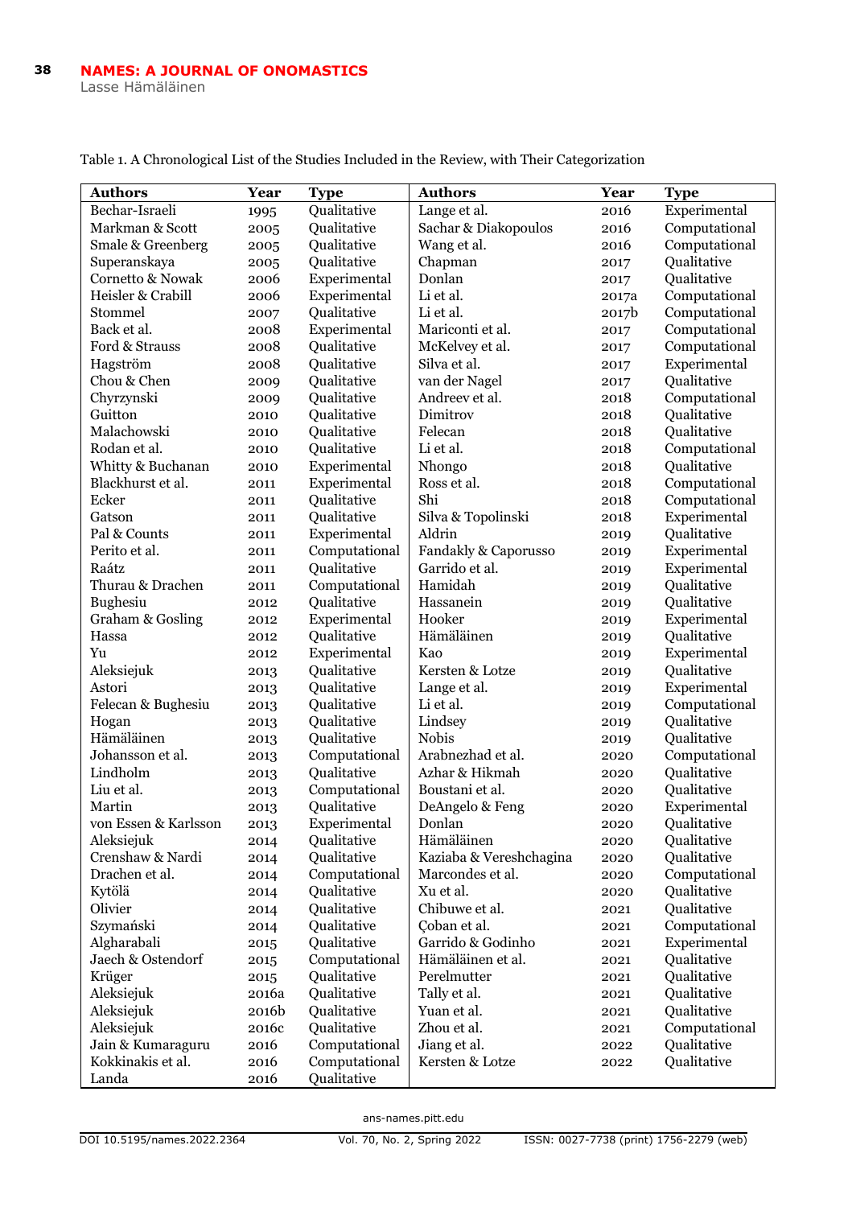Table 1. A Chronological List of the Studies Included in the Review, with Their Categorization

| Authors | Year | Type | Authors | Year | Type |
|---|---|---|---|---|---|
| Bechar-Israeli | 1995 | Qualitative | Lange et al. | 2016 | Experimental |
| Markman & Scott | 2005 | Qualitative | Sachar & Diakopoulos | 2016 | Computational |
| Smale & Greenberg | 2005 | Qualitative | Wang et al. | 2016 | Computational |
| Superanskaya | 2005 | Qualitative | Chapman | 2017 | Qualitative |
| Cornetto & Nowak | 2006 | Experimental | Donlan | 2017 | Qualitative |
| Heisler & Crabill | 2006 | Experimental | Li et al. | 2017a | Computational |
| Stommel | 2007 | Qualitative | Li et al. | 2017b | Computational |
| Back et al. | 2008 | Experimental | Mariconti et al. | 2017 | Computational |
| Ford & Strauss | 2008 | Qualitative | McKelvey et al. | 2017 | Computational |
| Hagström | 2008 | Qualitative | Silva et al. | 2017 | Experimental |
| Chou & Chen | 2009 | Qualitative | van der Nagel | 2017 | Qualitative |
| Chyrzynski | 2009 | Qualitative | Andreev et al. | 2018 | Computational |
| Guitton | 2010 | Qualitative | Dimitrov | 2018 | Qualitative |
| Malachowski | 2010 | Qualitative | Felecan | 2018 | Qualitative |
| Rodan et al. | 2010 | Qualitative | Li et al. | 2018 | Computational |
| Whitty & Buchanan | 2010 | Experimental | Nhongo | 2018 | Qualitative |
| Blackhurst et al. | 2011 | Experimental | Ross et al. | 2018 | Computational |
| Ecker | 2011 | Qualitative | Shi | 2018 | Computational |
| Gatson | 2011 | Qualitative | Silva & Topolinski | 2018 | Experimental |
| Pal & Counts | 2011 | Experimental | Aldrin | 2019 | Qualitative |
| Perito et al. | 2011 | Computational | Fandakly & Caporusso | 2019 | Experimental |
| Raátz | 2011 | Qualitative | Garrido et al. | 2019 | Experimental |
| Thurau & Drachen | 2011 | Computational | Hamidah | 2019 | Qualitative |
| Bughesiu | 2012 | Qualitative | Hassanein | 2019 | Qualitative |
| Graham & Gosling | 2012 | Experimental | Hooker | 2019 | Experimental |
| Hassa | 2012 | Qualitative | Hämäläinen | 2019 | Qualitative |
| Yu | 2012 | Experimental | Kao | 2019 | Experimental |
| Aleksiejuk | 2013 | Qualitative | Kersten & Lotze | 2019 | Qualitative |
| Astori | 2013 | Qualitative | Lange et al. | 2019 | Experimental |
| Felecan & Bughesiu | 2013 | Qualitative | Li et al. | 2019 | Computational |
| Hogan | 2013 | Qualitative | Lindsey | 2019 | Qualitative |
| Hämäläinen | 2013 | Qualitative | Nobis | 2019 | Qualitative |
| Johansson et al. | 2013 | Computational | Arabnezhad et al. | 2020 | Computational |
| Lindholm | 2013 | Qualitative | Azhar & Hikmah | 2020 | Qualitative |
| Liu et al. | 2013 | Computational | Boustani et al. | 2020 | Qualitative |
| Martin | 2013 | Qualitative | DeAngelo & Feng | 2020 | Experimental |
| von Essen & Karlsson | 2013 | Experimental | Donlan | 2020 | Qualitative |
| Aleksiejuk | 2014 | Qualitative | Hämäläinen | 2020 | Qualitative |
| Crenshaw & Nardi | 2014 | Qualitative | Kaziaba & Vereshchagina | 2020 | Qualitative |
| Drachen et al. | 2014 | Computational | Marcondes et al. | 2020 | Computational |
| Kytölä | 2014 | Qualitative | Xu et al. | 2020 | Qualitative |
| Olivier | 2014 | Qualitative | Chibuwe et al. | 2021 | Qualitative |
| Szymański | 2014 | Qualitative | Çoban et al. | 2021 | Computational |
| Algharabali | 2015 | Qualitative | Garrido & Godinho | 2021 | Experimental |
| Jaech & Ostendorf | 2015 | Computational | Hämäläinen et al. | 2021 | Qualitative |
| Krüger | 2015 | Qualitative | Perelmutter | 2021 | Qualitative |
| Aleksiejuk | 2016a | Qualitative | Tally et al. | 2021 | Qualitative |
| Aleksiejuk | 2016b | Qualitative | Yuan et al. | 2021 | Qualitative |
| Aleksiejuk | 2016c | Qualitative | Zhou et al. | 2021 | Computational |
| Jain & Kumaraguru | 2016 | Computational | Jiang et al. | 2022 | Qualitative |
| Kokkinakis et al. | 2016 | Computational | Kersten & Lotze | 2022 | Qualitative |
| Landa | 2016 | Qualitative | | | |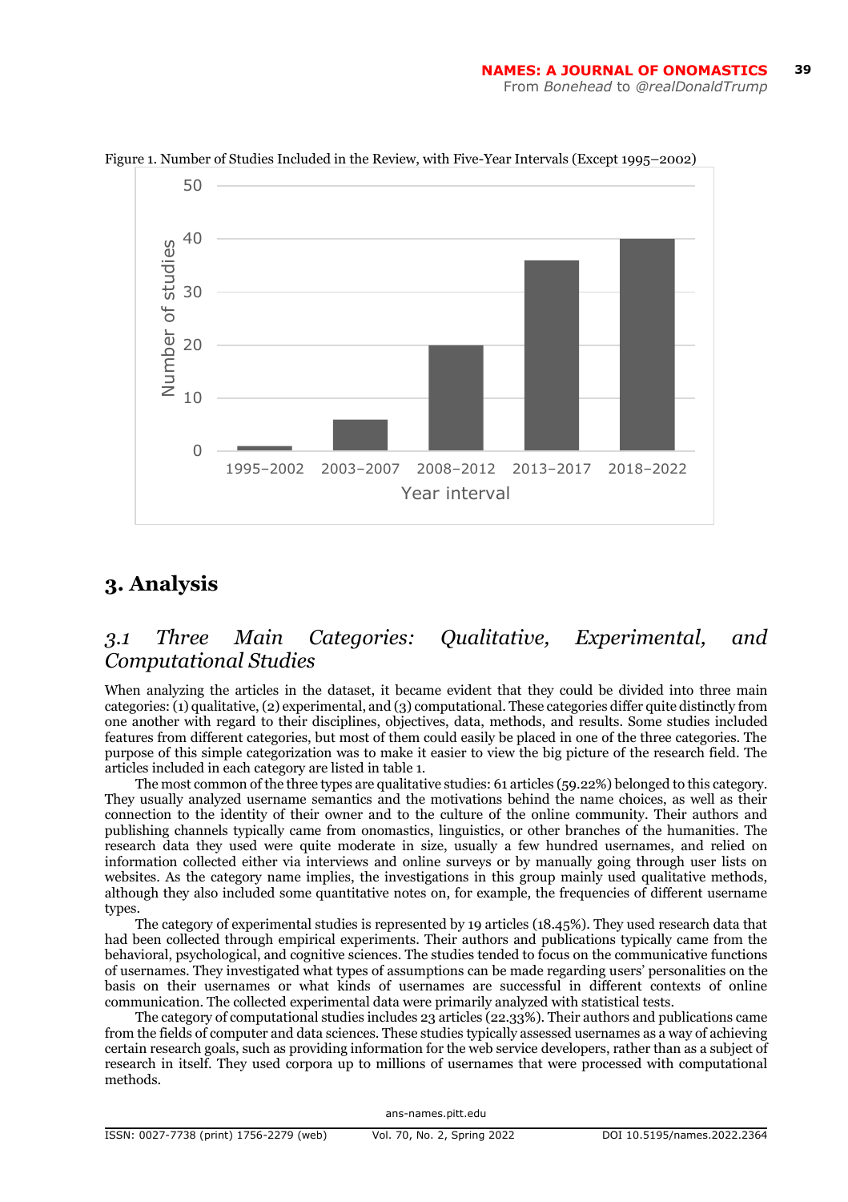Figure 1. Number of Studies Included in the Review, with Five-Year Intervals (Except 1995–2002)

## 3. Analysis

### 3.1 Three Main Categories: Qualitative, Experimental, and Computational Studies

When analyzing the articles in the dataset, it became evident that they could be divided into three main categories: (1) qualitative, (2) experimental, and (3) computational. These categories differ quite distinctly from one another with regard to their disciplines, objectives, data, methods, and results. Some studies included features from different categories, but most of them could easily be placed in one of the three categories. The purpose of this simple categorization was to make it easier to view the big picture of the research field. The articles included in each category are listed in table 1.

The most common of the three types are qualitative studies: 61 articles (59.22%) belonged to this category. They usually analyzed username semantics and the motivations behind the name choices, as well as their connection to the identity of their owner and to the culture of the online community. Their authors and publishing channels typically came from onomastics, linguistics, or other branches of the humanities. The research data they used were quite moderate in size, usually a few hundred usernames, and relied on information collected either via interviews and online surveys or by manually going through user lists on websites. As the category name implies, the investigations in this group mainly used qualitative methods, although they also included some quantitative notes on, for example, the frequencies of different username types.

The category of experimental studies is represented by 19 articles (18.45%). They used research data that had been collected through empirical experiments. Their authors and publications typically came from the behavioral, psychological, and cognitive sciences. The studies tended to focus on the communicative functions of usernames. They investigated what types of assumptions can be made regarding users' personalities on the basis on their usernames or what kinds of usernames are successful in different contexts of online communication. The collected experimental data were primarily analyzed with statistical tests.

The category of computational studies includes 23 articles (22.33%). Their authors and publications came from the fields of computer and data sciences. These studies typically assessed usernames as a way of achieving certain research goals, such as providing information for the web service developers, rather than as a subject of research in itself. They used corpora up to millions of usernames that were processed with computational methods.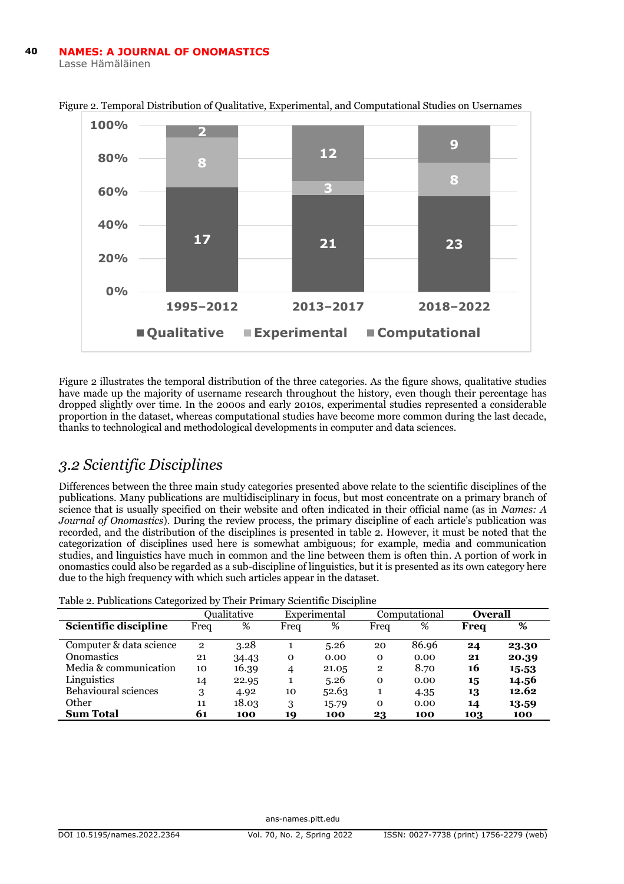Figure 2. Temporal Distribution of Qualitative, Experimental, and Computational Studies on Usernames

Figure 2 illustrates the temporal distribution of the three categories. As the figure shows, qualitative studies have made up the majority of username research throughout the history, even though their percentage has dropped slightly over time. In the 2000s and early 2010s, experimental studies represented a considerable proportion in the dataset, whereas computational studies have become more common during the last decade, thanks to technological and methodological developments in computer and data sciences.

## *3.2 Scientific Disciplines*

Differences between the three main study categories presented above relate to the scientific disciplines of the publications. Many publications are multidisciplinary in focus, but most concentrate on a primary branch of science that is usually specified on their website and often indicated in their official name (as in *Names: A Journal of Onomastics*). During the review process, the primary discipline of each article's publication was recorded, and the distribution of the disciplines is presented in table 2. However, it must be noted that the categorization of disciplines used here is somewhat ambiguous; for example, media and communication studies, and linguistics have much in common and the line between them is often thin. A portion of work in onomastics could also be regarded as a sub-discipline of linguistics, but it is presented as its own category here due to the high frequency with which such articles appear in the dataset.

Table 2. Publications Categorized by Their Primary Scientific Discipline

| | Qualitative | | Experimental | | Computational | | **Overall** | |
|---|---|---|---|---|---|---|---|---|
| **Scientific discipline** | Freq | % | Freq | % | Freq | % | **Freq** | **%** |
| Computer & data science | 2 | 3.28 | 1 | 5.26 | 20 | 86.96 | **24** | **23.30** |
| Onomastics | 21 | 34.43 | 0 | 0.00 | 0 | 0.00 | **21** | **20.39** |
| Media & communication | 10 | 16.39 | 4 | 21.05 | 2 | 8.70 | **16** | **15.53** |
| Linguistics | 14 | 22.95 | 1 | 5.26 | 0 | 0.00 | **15** | **14.56** |
| Behavioural sciences | 3 | 4.92 | 10 | 52.63 | 1 | 4.35 | **13** | **12.62** |
| Other | 11 | 18.03 | 3 | 15.79 | 0 | 0.00 | **14** | **13.59** |
| **Sum Total** | **61** | **100** | **19** | **100** | **23** | **100** | **103** | **100** |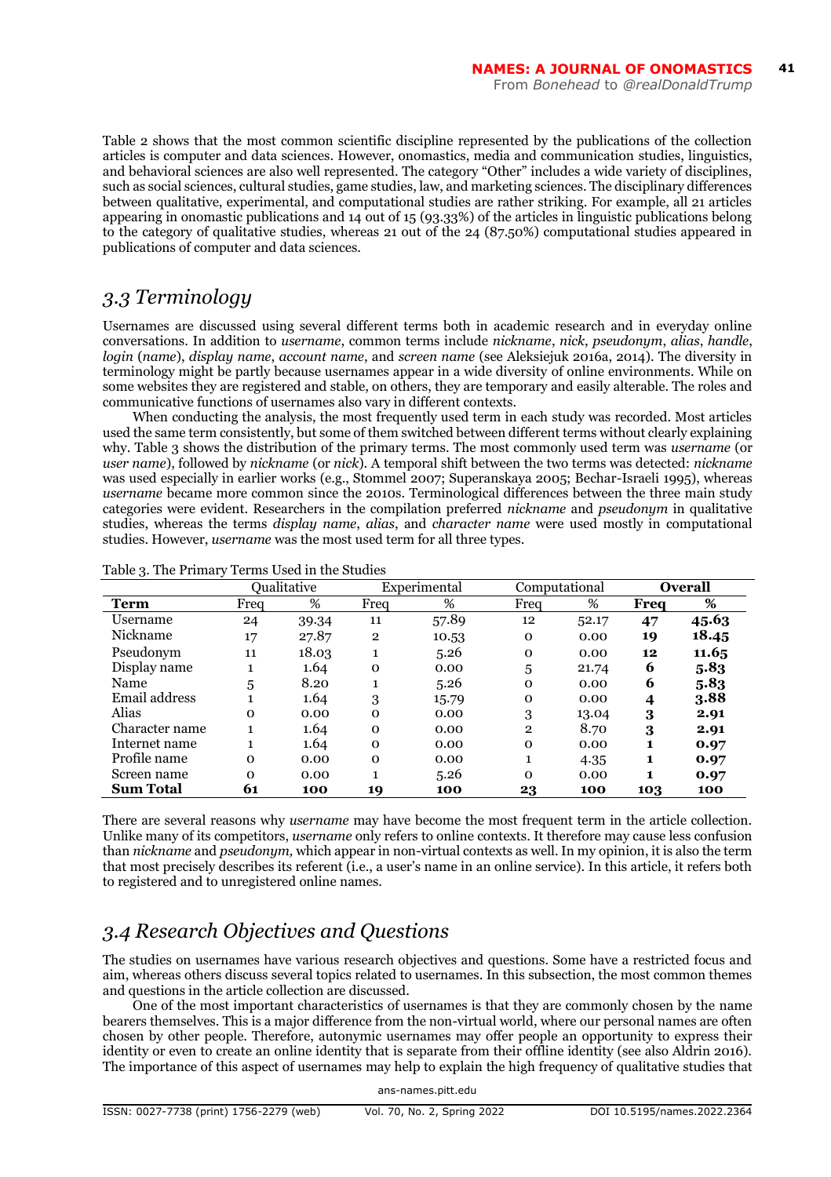Table 2 shows that the most common scientific discipline represented by the publications of the collection articles is computer and data sciences. However, onomastics, media and communication studies, linguistics, and behavioral sciences are also well represented. The category “Other” includes a wide variety of disciplines, such as social sciences, cultural studies, game studies, law, and marketing sciences. The disciplinary differences between qualitative, experimental, and computational studies are rather striking. For example, all 21 articles appearing in onomastic publications and 14 out of 15 (93.33%) of the articles in linguistic publications belong to the category of qualitative studies, whereas 21 out of the 24 (87.50%) computational studies appeared in publications of computer and data sciences.

## *3.3 Terminology*

Usernames are discussed using several different terms both in academic research and in everyday online conversations. In addition to *username*, common terms include *nickname*, *nick*, *pseudonym*, *alias*, *handle*, *login* (*name*), *display name*, *account name*, and *screen name* (see Aleksiejuk 2016a, 2014). The diversity in terminology might be partly because usernames appear in a wide diversity of online environments. While on some websites they are registered and stable, on others, they are temporary and easily alterable. The roles and communicative functions of usernames also vary in different contexts.

When conducting the analysis, the most frequently used term in each study was recorded. Most articles used the same term consistently, but some of them switched between different terms without clearly explaining why. Table 3 shows the distribution of the primary terms. The most commonly used term was *username* (or *user name*), followed by *nickname* (or *nick*). A temporal shift between the two terms was detected: *nickname* was used especially in earlier works (e.g., Stommel 2007; Superanskaya 2005; Bechar-Israeli 1995), whereas *username* became more common since the 2010s. Terminological differences between the three main study categories were evident. Researchers in the compilation preferred *nickname* and *pseudonym* in qualitative studies, whereas the terms *display name*, *alias*, and *character name* were used mostly in computational studies. However, *username* was the most used term for all three types.

Table 3. The Primary Terms Used in the Studies

| | Qualitative | | Experimental | | Computational | | **Overall** | |
|---|---|---|---|---|---|---|---|---|
| **Term** | Freq | % | Freq | % | Freq | % | **Freq** | **%** |
| Username | 24 | 39.34 | 11 | 57.89 | 12 | 52.17 | **47** | **45.63** |
| Nickname | 17 | 27.87 | 2 | 10.53 | 0 | 0.00 | **19** | **18.45** |
| Pseudonym | 11 | 18.03 | 1 | 5.26 | 0 | 0.00 | **12** | **11.65** |
| Display name | 1 | 1.64 | 0 | 0.00 | 5 | 21.74 | **6** | **5.83** |
| Name | 5 | 8.20 | 1 | 5.26 | 0 | 0.00 | **6** | **5.83** |
| Email address | 1 | 1.64 | 3 | 15.79 | 0 | 0.00 | **4** | **3.88** |
| Alias | 0 | 0.00 | 0 | 0.00 | 3 | 13.04 | **3** | **2.91** |
| Character name | 1 | 1.64 | 0 | 0.00 | 2 | 8.70 | **3** | **2.91** |
| Internet name | 1 | 1.64 | 0 | 0.00 | 0 | 0.00 | **1** | **0.97** |
| Profile name | 0 | 0.00 | 0 | 0.00 | 1 | 4.35 | **1** | **0.97** |
| Screen name | 0 | 0.00 | 1 | 5.26 | 0 | 0.00 | **1** | **0.97** |
| **Sum Total** | **61** | **100** | **19** | **100** | **23** | **100** | **103** | **100** |

There are several reasons why *username* may have become the most frequent term in the article collection. Unlike many of its competitors, *username* only refers to online contexts. It therefore may cause less confusion than *nickname* and *pseudonym,* which appear in non-virtual contexts as well. In my opinion, it is also the term that most precisely describes its referent (i.e., a user’s name in an online service). In this article, it refers both to registered and to unregistered online names.

## *3.4 Research Objectives and Questions*

The studies on usernames have various research objectives and questions. Some have a restricted focus and aim, whereas others discuss several topics related to usernames. In this subsection, the most common themes and questions in the article collection are discussed.

One of the most important characteristics of usernames is that they are commonly chosen by the name bearers themselves. This is a major difference from the non-virtual world, where our personal names are often chosen by other people. Therefore, autonymic usernames may offer people an opportunity to express their identity or even to create an online identity that is separate from their offline identity (see also Aldrin 2016). The importance of this aspect of usernames may help to explain the high frequency of qualitative studies that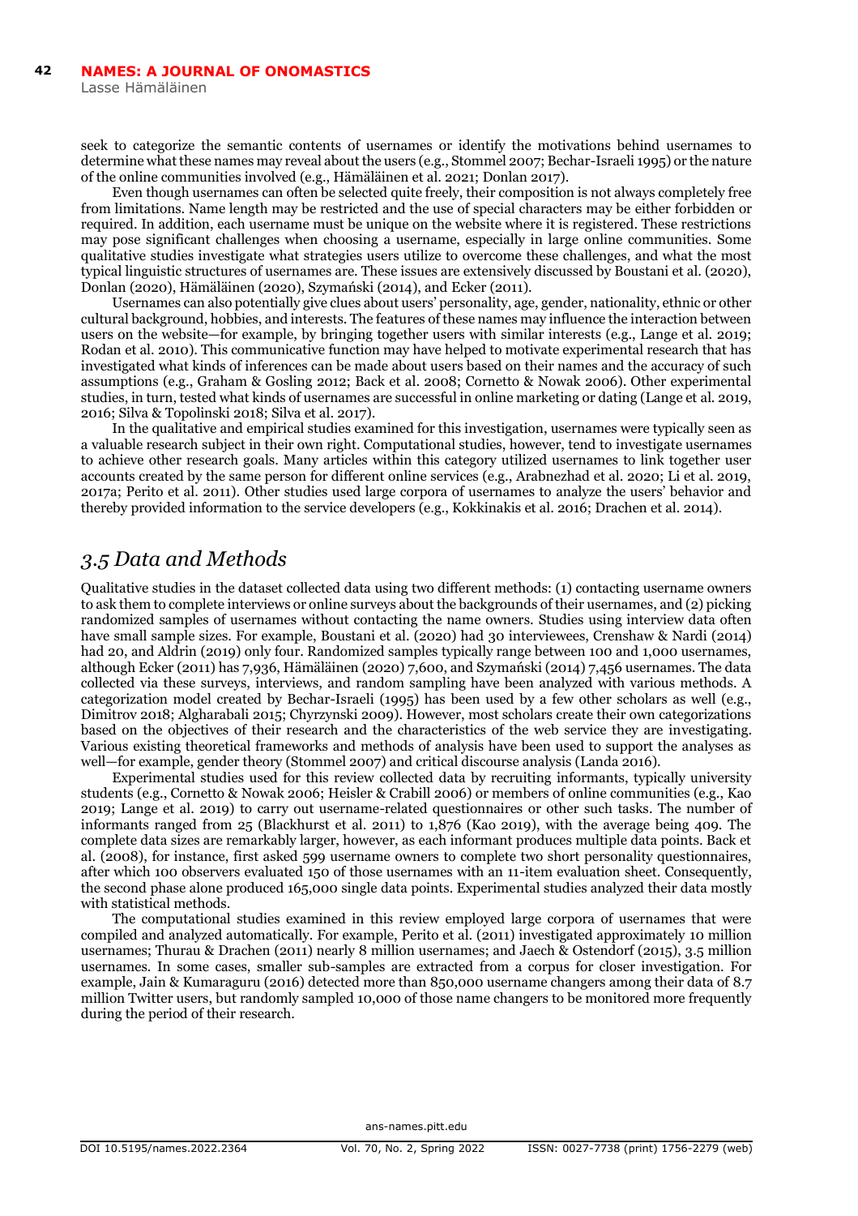seek to categorize the semantic contents of usernames or identify the motivations behind usernames to determine what these names may reveal about the users (e.g., Stommel 2007; Bechar-Israeli 1995) or the nature of the online communities involved (e.g., Hämäläinen et al. 2021; Donlan 2017).

Even though usernames can often be selected quite freely, their composition is not always completely free from limitations. Name length may be restricted and the use of special characters may be either forbidden or required. In addition, each username must be unique on the website where it is registered. These restrictions may pose significant challenges when choosing a username, especially in large online communities. Some qualitative studies investigate what strategies users utilize to overcome these challenges, and what the most typical linguistic structures of usernames are. These issues are extensively discussed by Boustani et al. (2020), Donlan (2020), Hämäläinen (2020), Szymański (2014), and Ecker (2011).

Usernames can also potentially give clues about users' personality, age, gender, nationality, ethnic or other cultural background, hobbies, and interests. The features of these names may influence the interaction between users on the website—for example, by bringing together users with similar interests (e.g., Lange et al. 2019; Rodan et al. 2010). This communicative function may have helped to motivate experimental research that has investigated what kinds of inferences can be made about users based on their names and the accuracy of such assumptions (e.g., Graham & Gosling 2012; Back et al. 2008; Cornetto & Nowak 2006). Other experimental studies, in turn, tested what kinds of usernames are successful in online marketing or dating (Lange et al. 2019, 2016; Silva & Topolinski 2018; Silva et al. 2017).

In the qualitative and empirical studies examined for this investigation, usernames were typically seen as a valuable research subject in their own right. Computational studies, however, tend to investigate usernames to achieve other research goals. Many articles within this category utilized usernames to link together user accounts created by the same person for different online services (e.g., Arabnezhad et al. 2020; Li et al. 2019, 2017a; Perito et al. 2011). Other studies used large corpora of usernames to analyze the users' behavior and thereby provided information to the service developers (e.g., Kokkinakis et al. 2016; Drachen et al. 2014).

## *3.5 Data and Methods*

Qualitative studies in the dataset collected data using two different methods: (1) contacting username owners to ask them to complete interviews or online surveys about the backgrounds of their usernames, and (2) picking randomized samples of usernames without contacting the name owners. Studies using interview data often have small sample sizes. For example, Boustani et al. (2020) had 30 interviewees, Crenshaw & Nardi (2014) had 20, and Aldrin (2019) only four. Randomized samples typically range between 100 and 1,000 usernames, although Ecker (2011) has 7,936, Hämäläinen (2020) 7,600, and Szymański (2014) 7,456 usernames. The data collected via these surveys, interviews, and random sampling have been analyzed with various methods. A categorization model created by Bechar-Israeli (1995) has been used by a few other scholars as well (e.g., Dimitrov 2018; Algharabali 2015; Chyrzynski 2009). However, most scholars create their own categorizations based on the objectives of their research and the characteristics of the web service they are investigating. Various existing theoretical frameworks and methods of analysis have been used to support the analyses as well—for example, gender theory (Stommel 2007) and critical discourse analysis (Landa 2016).

Experimental studies used for this review collected data by recruiting informants, typically university students (e.g., Cornetto & Nowak 2006; Heisler & Crabill 2006) or members of online communities (e.g., Kao 2019; Lange et al. 2019) to carry out username-related questionnaires or other such tasks. The number of informants ranged from 25 (Blackhurst et al. 2011) to 1,876 (Kao 2019), with the average being 409. The complete data sizes are remarkably larger, however, as each informant produces multiple data points. Back et al. (2008), for instance, first asked 599 username owners to complete two short personality questionnaires, after which 100 observers evaluated 150 of those usernames with an 11-item evaluation sheet. Consequently, the second phase alone produced 165,000 single data points. Experimental studies analyzed their data mostly with statistical methods.

The computational studies examined in this review employed large corpora of usernames that were compiled and analyzed automatically. For example, Perito et al. (2011) investigated approximately 10 million usernames; Thurau & Drachen (2011) nearly 8 million usernames; and Jaech & Ostendorf (2015), 3.5 million usernames. In some cases, smaller sub-samples are extracted from a corpus for closer investigation. For example, Jain & Kumaraguru (2016) detected more than 850,000 username changers among their data of 8.7 million Twitter users, but randomly sampled 10,000 of those name changers to be monitored more frequently during the period of their research.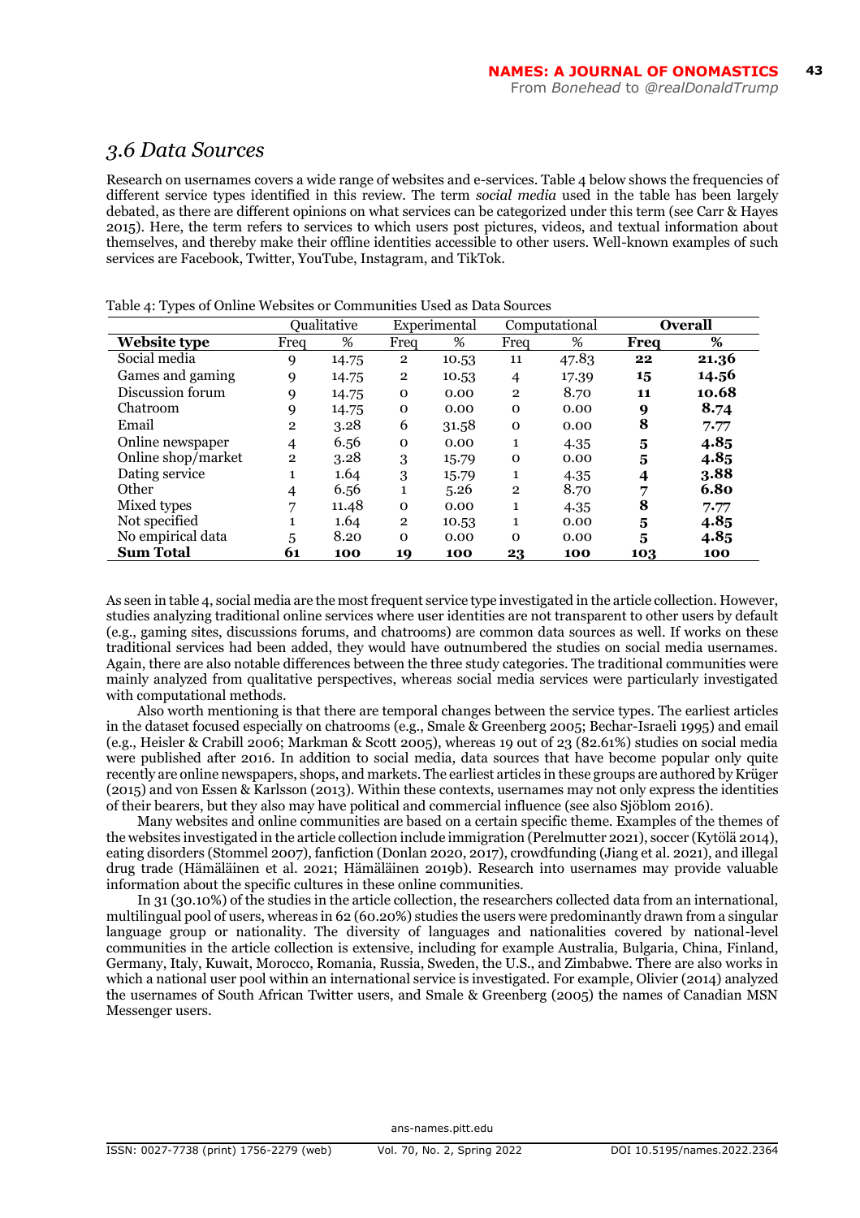## *3.6 Data Sources*

Research on usernames covers a wide range of websites and e-services. Table 4 below shows the frequencies of different service types identified in this review. The term *social media* used in the table has been largely debated, as there are different opinions on what services can be categorized under this term (see Carr & Hayes 2015). Here, the term refers to services to which users post pictures, videos, and textual information about themselves, and thereby make their offline identities accessible to other users. Well-known examples of such services are Facebook, Twitter, YouTube, Instagram, and TikTok.

Table 4: Types of Online Websites or Communities Used as Data Sources

| | Qualitative | | Experimental | | Computational | | **Overall** | |
|---|---|---|---|---|---|---|---|---|
| **Website type** | Freq | % | Freq | % | Freq | % | **Freq** | **%** |
| Social media | 9 | 14.75 | 2 | 10.53 | 11 | 47.83 | **22** | **21.36** |
| Games and gaming | 9 | 14.75 | 2 | 10.53 | 4 | 17.39 | **15** | **14.56** |
| Discussion forum | 9 | 14.75 | 0 | 0.00 | 2 | 8.70 | **11** | **10.68** |
| Chatroom | 9 | 14.75 | 0 | 0.00 | 0 | 0.00 | **9** | **8.74** |
| Email | 2 | 3.28 | 6 | 31.58 | 0 | 0.00 | **8** | **7.77** |
| Online newspaper | 4 | 6.56 | 0 | 0.00 | 1 | 4.35 | **5** | **4.85** |
| Online shop/market | 2 | 3.28 | 3 | 15.79 | 0 | 0.00 | **5** | **4.85** |
| Dating service | 1 | 1.64 | 3 | 15.79 | 1 | 4.35 | **4** | **3.88** |
| Other | 4 | 6.56 | 1 | 5.26 | 2 | 8.70 | **7** | **6.80** |
| Mixed types | 7 | 11.48 | 0 | 0.00 | 1 | 4.35 | **8** | **7.77** |
| Not specified | 1 | 1.64 | 2 | 10.53 | 1 | 0.00 | **5** | **4.85** |
| No empirical data | 5 | 8.20 | 0 | 0.00 | 0 | 0.00 | **5** | **4.85** |
| **Sum Total** | **61** | **100** | **19** | **100** | **23** | **100** | **103** | **100** |

As seen in table 4, social media are the most frequent service type investigated in the article collection. However, studies analyzing traditional online services where user identities are not transparent to other users by default (e.g., gaming sites, discussions forums, and chatrooms) are common data sources as well. If works on these traditional services had been added, they would have outnumbered the studies on social media usernames. Again, there are also notable differences between the three study categories. The traditional communities were mainly analyzed from qualitative perspectives, whereas social media services were particularly investigated with computational methods.

Also worth mentioning is that there are temporal changes between the service types. The earliest articles in the dataset focused especially on chatrooms (e.g., Smale & Greenberg 2005; Bechar-Israeli 1995) and email (e.g., Heisler & Crabill 2006; Markman & Scott 2005), whereas 19 out of 23 (82.61%) studies on social media were published after 2016. In addition to social media, data sources that have become popular only quite recently are online newspapers, shops, and markets. The earliest articles in these groups are authored by Krüger (2015) and von Essen & Karlsson (2013). Within these contexts, usernames may not only express the identities of their bearers, but they also may have political and commercial influence (see also Sjöblom 2016).

Many websites and online communities are based on a certain specific theme. Examples of the themes of the websites investigated in the article collection include immigration (Perelmutter 2021), soccer (Kytölä 2014), eating disorders (Stommel 2007), fanfiction (Donlan 2020, 2017), crowdfunding (Jiang et al. 2021), and illegal drug trade (Hämäläinen et al. 2021; Hämäläinen 2019b). Research into usernames may provide valuable information about the specific cultures in these online communities.

In 31 (30.10%) of the studies in the article collection, the researchers collected data from an international, multilingual pool of users, whereas in 62 (60.20%) studies the users were predominantly drawn from a singular language group or nationality. The diversity of languages and nationalities covered by national-level communities in the article collection is extensive, including for example Australia, Bulgaria, China, Finland, Germany, Italy, Kuwait, Morocco, Romania, Russia, Sweden, the U.S., and Zimbabwe. There are also works in which a national user pool within an international service is investigated. For example, Olivier (2014) analyzed the usernames of South African Twitter users, and Smale & Greenberg (2005) the names of Canadian MSN Messenger users.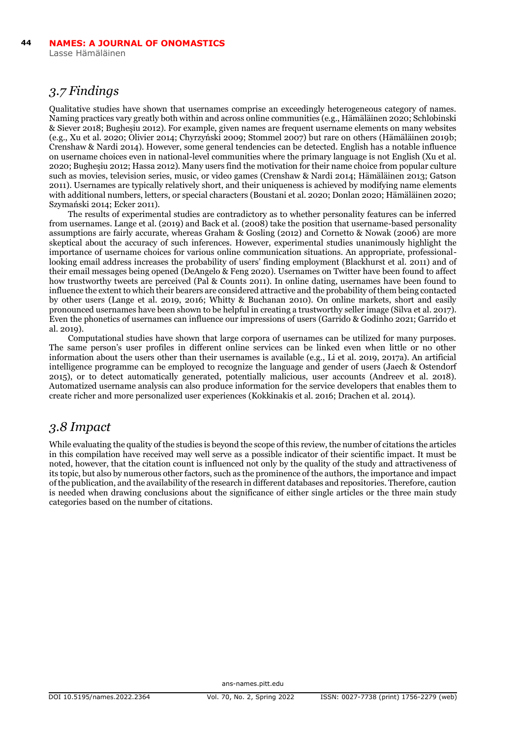## *3.7 Findings*

Qualitative studies have shown that usernames comprise an exceedingly heterogeneous category of names. Naming practices vary greatly both within and across online communities (e.g., Hämäläinen 2020; Schlobinski & Siever 2018; Bugheşiu 2012). For example, given names are frequent username elements on many websites (e.g., Xu et al. 2020; Olivier 2014; Chyrzyński 2009; Stommel 2007) but rare on others (Hämäläinen 2019b; Crenshaw & Nardi 2014). However, some general tendencies can be detected. English has a notable influence on username choices even in national-level communities where the primary language is not English (Xu et al. 2020; Bugheşiu 2012; Hassa 2012). Many users find the motivation for their name choice from popular culture such as movies, television series, music, or video games (Crenshaw & Nardi 2014; Hämäläinen 2013; Gatson 2011). Usernames are typically relatively short, and their uniqueness is achieved by modifying name elements with additional numbers, letters, or special characters (Boustani et al. 2020; Donlan 2020; Hämäläinen 2020; Szymański 2014; Ecker 2011).

The results of experimental studies are contradictory as to whether personality features can be inferred from usernames. Lange et al. (2019) and Back et al. (2008) take the position that username-based personality assumptions are fairly accurate, whereas Graham & Gosling (2012) and Cornetto & Nowak (2006) are more skeptical about the accuracy of such inferences. However, experimental studies unanimously highlight the importance of username choices for various online communication situations. An appropriate, professional-looking email address increases the probability of users' finding employment (Blackhurst et al. 2011) and of their email messages being opened (DeAngelo & Feng 2020). Usernames on Twitter have been found to affect how trustworthy tweets are perceived (Pal & Counts 2011). In online dating, usernames have been found to influence the extent to which their bearers are considered attractive and the probability of them being contacted by other users (Lange et al. 2019, 2016; Whitty & Buchanan 2010). On online markets, short and easily pronounced usernames have been shown to be helpful in creating a trustworthy seller image (Silva et al. 2017). Even the phonetics of usernames can influence our impressions of users (Garrido & Godinho 2021; Garrido et al. 2019).

Computational studies have shown that large corpora of usernames can be utilized for many purposes. The same person's user profiles in different online services can be linked even when little or no other information about the users other than their usernames is available (e.g., Li et al. 2019, 2017a). An artificial intelligence programme can be employed to recognize the language and gender of users (Jaech & Ostendorf 2015), or to detect automatically generated, potentially malicious, user accounts (Andreev et al. 2018). Automatized username analysis can also produce information for the service developers that enables them to create richer and more personalized user experiences (Kokkinakis et al. 2016; Drachen et al. 2014).

## *3.8 Impact*

While evaluating the quality of the studies is beyond the scope of this review, the number of citations the articles in this compilation have received may well serve as a possible indicator of their scientific impact. It must be noted, however, that the citation count is influenced not only by the quality of the study and attractiveness of its topic, but also by numerous other factors, such as the prominence of the authors, the importance and impact of the publication, and the availability of the research in different databases and repositories. Therefore, caution is needed when drawing conclusions about the significance of either single articles or the three main study categories based on the number of citations.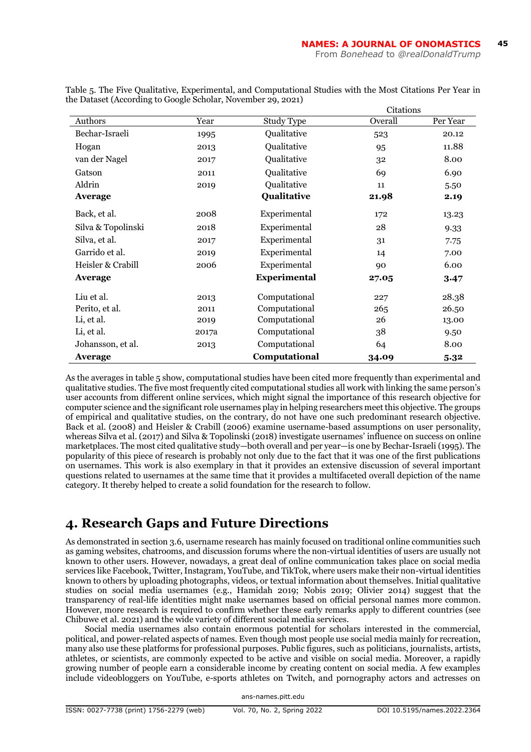Table 5. The Five Qualitative, Experimental, and Computational Studies with the Most Citations Per Year in the Dataset (According to Google Scholar, November 29, 2021)

| | | | Citations | |
|---|---|---|---|---|
| Authors | Year | Study Type | Overall | Per Year |
| Bechar-Israeli | 1995 | Qualitative | 523 | 20.12 |
| Hogan | 2013 | Qualitative | 95 | 11.88 |
| van der Nagel | 2017 | Qualitative | 32 | 8.00 |
| Gatson | 2011 | Qualitative | 69 | 6.90 |
| Aldrin | 2019 | Qualitative | 11 | 5.50 |
| **Average** | | **Qualitative** | **21.98** | **2.19** |
| Back, et al. | 2008 | Experimental | 172 | 13.23 |
| Silva & Topolinski | 2018 | Experimental | 28 | 9.33 |
| Silva, et al. | 2017 | Experimental | 31 | 7.75 |
| Garrido et al. | 2019 | Experimental | 14 | 7.00 |
| Heisler & Crabill | 2006 | Experimental | 90 | 6.00 |
| **Average** | | **Experimental** | **27.05** | **3.47** |
| Liu et al. | 2013 | Computational | 227 | 28.38 |
| Perito, et al. | 2011 | Computational | 265 | 26.50 |
| Li, et al. | 2019 | Computational | 26 | 13.00 |
| Li, et al. | 2017a | Computational | 38 | 9.50 |
| Johansson, et al. | 2013 | Computational | 64 | 8.00 |
| **Average** | | **Computational** | **34.09** | **5.32** |

As the averages in table 5 show, computational studies have been cited more frequently than experimental and qualitative studies. The five most frequently cited computational studies all work with linking the same person's user accounts from different online services, which might signal the importance of this research objective for computer science and the significant role usernames play in helping researchers meet this objective. The groups of empirical and qualitative studies, on the contrary, do not have one such predominant research objective. Back et al. (2008) and Heisler & Crabill (2006) examine username-based assumptions on user personality, whereas Silva et al. (2017) and Silva & Topolinski (2018) investigate usernames' influence on success on online marketplaces. The most cited qualitative study—both overall and per year—is one by Bechar-Israeli (1995). The popularity of this piece of research is probably not only due to the fact that it was one of the first publications on usernames. This work is also exemplary in that it provides an extensive discussion of several important questions related to usernames at the same time that it provides a multifaceted overall depiction of the name category. It thereby helped to create a solid foundation for the research to follow.

# 4. Research Gaps and Future Directions

As demonstrated in section 3.6, username research has mainly focused on traditional online communities such as gaming websites, chatrooms, and discussion forums where the non-virtual identities of users are usually not known to other users. However, nowadays, a great deal of online communication takes place on social media services like Facebook, Twitter, Instagram, YouTube, and TikTok, where users make their non-virtual identities known to others by uploading photographs, videos, or textual information about themselves. Initial qualitative studies on social media usernames (e.g., Hamidah 2019; Nobis 2019; Olivier 2014) suggest that the transparency of real-life identities might make usernames based on official personal names more common. However, more research is required to confirm whether these early remarks apply to different countries (see Chibuwe et al. 2021) and the wide variety of different social media services.

Social media usernames also contain enormous potential for scholars interested in the commercial, political, and power-related aspects of names. Even though most people use social media mainly for recreation, many also use these platforms for professional purposes. Public figures, such as politicians, journalists, artists, athletes, or scientists, are commonly expected to be active and visible on social media. Moreover, a rapidly growing number of people earn a considerable income by creating content on social media. A few examples include videobloggers on YouTube, e-sports athletes on Twitch, and pornography actors and actresses on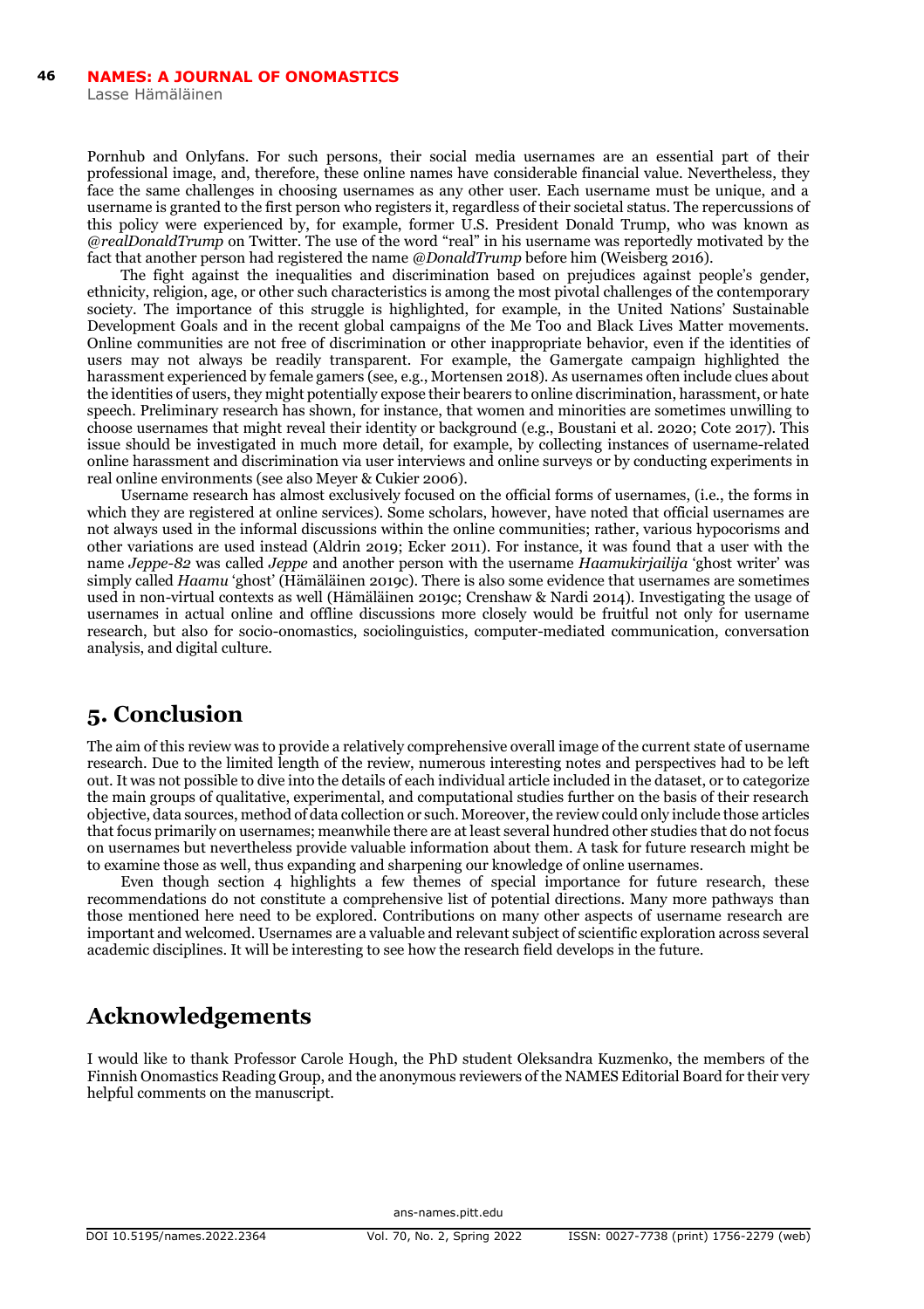Pornhub and Onlyfans. For such persons, their social media usernames are an essential part of their professional image, and, therefore, these online names have considerable financial value. Nevertheless, they face the same challenges in choosing usernames as any other user. Each username must be unique, and a username is granted to the first person who registers it, regardless of their societal status. The repercussions of this policy were experienced by, for example, former U.S. President Donald Trump, who was known as *@realDonaldTrump* on Twitter. The use of the word "real" in his username was reportedly motivated by the fact that another person had registered the name *@DonaldTrump* before him (Weisberg 2016).

The fight against the inequalities and discrimination based on prejudices against people's gender, ethnicity, religion, age, or other such characteristics is among the most pivotal challenges of the contemporary society. The importance of this struggle is highlighted, for example, in the United Nations' Sustainable Development Goals and in the recent global campaigns of the Me Too and Black Lives Matter movements. Online communities are not free of discrimination or other inappropriate behavior, even if the identities of users may not always be readily transparent. For example, the Gamergate campaign highlighted the harassment experienced by female gamers (see, e.g., Mortensen 2018). As usernames often include clues about the identities of users, they might potentially expose their bearers to online discrimination, harassment, or hate speech. Preliminary research has shown, for instance, that women and minorities are sometimes unwilling to choose usernames that might reveal their identity or background (e.g., Boustani et al. 2020; Cote 2017). This issue should be investigated in much more detail, for example, by collecting instances of username-related online harassment and discrimination via user interviews and online surveys or by conducting experiments in real online environments (see also Meyer & Cukier 2006).

Username research has almost exclusively focused on the official forms of usernames, (i.e., the forms in which they are registered at online services). Some scholars, however, have noted that official usernames are not always used in the informal discussions within the online communities; rather, various hypocorisms and other variations are used instead (Aldrin 2019; Ecker 2011). For instance, it was found that a user with the name *Jeppe-82* was called *Jeppe* and another person with the username *Haamukirjailija* 'ghost writer' was simply called *Haamu* 'ghost' (Hämäläinen 2019c). There is also some evidence that usernames are sometimes used in non-virtual contexts as well (Hämäläinen 2019c; Crenshaw & Nardi 2014). Investigating the usage of usernames in actual online and offline discussions more closely would be fruitful not only for username research, but also for socio-onomastics, sociolinguistics, computer-mediated communication, conversation analysis, and digital culture.

## 5. Conclusion

The aim of this review was to provide a relatively comprehensive overall image of the current state of username research. Due to the limited length of the review, numerous interesting notes and perspectives had to be left out. It was not possible to dive into the details of each individual article included in the dataset, or to categorize the main groups of qualitative, experimental, and computational studies further on the basis of their research objective, data sources, method of data collection or such. Moreover, the review could only include those articles that focus primarily on usernames; meanwhile there are at least several hundred other studies that do not focus on usernames but nevertheless provide valuable information about them. A task for future research might be to examine those as well, thus expanding and sharpening our knowledge of online usernames.

Even though section 4 highlights a few themes of special importance for future research, these recommendations do not constitute a comprehensive list of potential directions. Many more pathways than those mentioned here need to be explored. Contributions on many other aspects of username research are important and welcomed. Usernames are a valuable and relevant subject of scientific exploration across several academic disciplines. It will be interesting to see how the research field develops in the future.

## Acknowledgements

I would like to thank Professor Carole Hough, the PhD student Oleksandra Kuzmenko, the members of the Finnish Onomastics Reading Group, and the anonymous reviewers of the NAMES Editorial Board for their very helpful comments on the manuscript.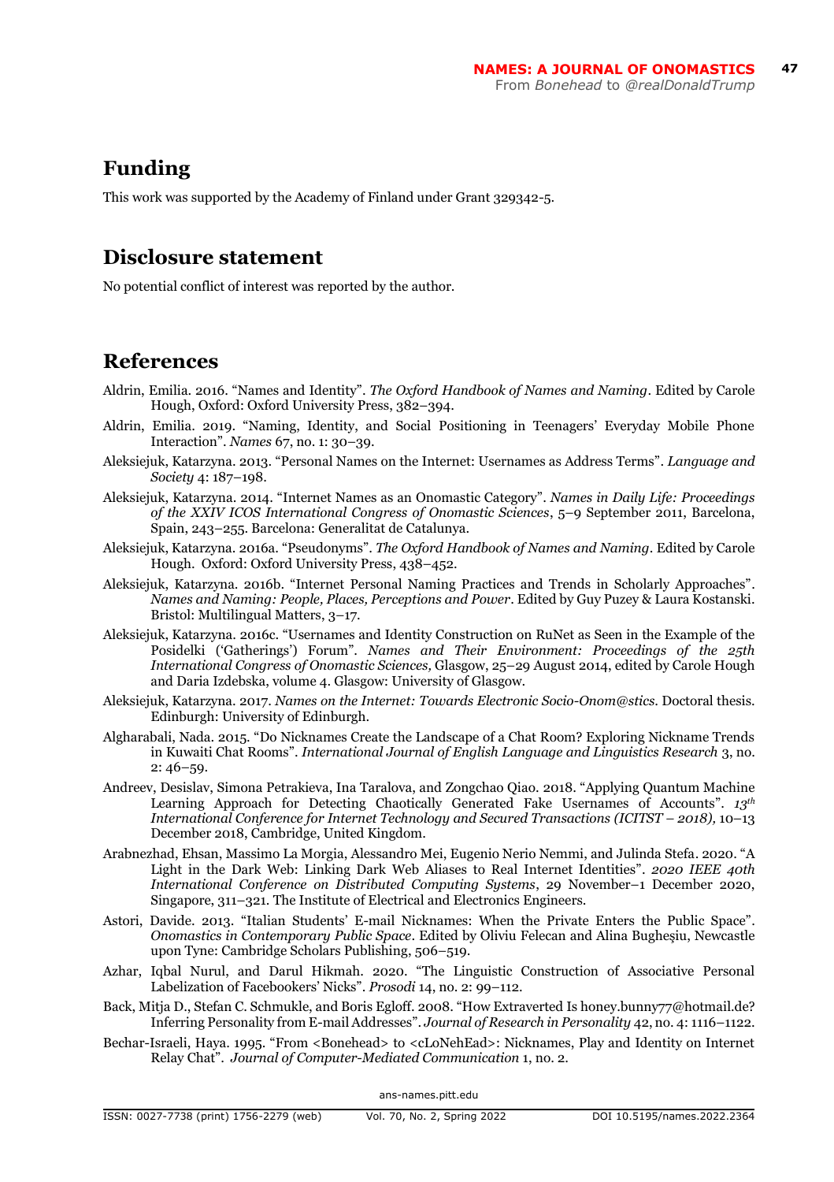## Funding

This work was supported by the Academy of Finland under Grant 329342-5.

## Disclosure statement

No potential conflict of interest was reported by the author.

## References

Aldrin, Emilia. 2016. "Names and Identity". *The Oxford Handbook of Names and Naming*. Edited by Carole Hough, Oxford: Oxford University Press, 382–394.

Aldrin, Emilia. 2019. "Naming, Identity, and Social Positioning in Teenagers' Everyday Mobile Phone Interaction". *Names* 67, no. 1: 30–39.

Aleksiejuk, Katarzyna. 2013. "Personal Names on the Internet: Usernames as Address Terms". *Language and Society* 4: 187–198.

Aleksiejuk, Katarzyna. 2014. "Internet Names as an Onomastic Category". *Names in Daily Life: Proceedings of the XXIV ICOS International Congress of Onomastic Sciences*, 5–9 September 2011, Barcelona, Spain, 243–255. Barcelona: Generalitat de Catalunya.

Aleksiejuk, Katarzyna. 2016a. "Pseudonyms". *The Oxford Handbook of Names and Naming*. Edited by Carole Hough. Oxford: Oxford University Press, 438–452.

Aleksiejuk, Katarzyna. 2016b. "Internet Personal Naming Practices and Trends in Scholarly Approaches". *Names and Naming: People, Places, Perceptions and Power*. Edited by Guy Puzey & Laura Kostanski. Bristol: Multilingual Matters, 3–17.

Aleksiejuk, Katarzyna. 2016c. "Usernames and Identity Construction on RuNet as Seen in the Example of the Posidelki ('Gatherings') Forum". *Names and Their Environment: Proceedings of the 25th International Congress of Onomastic Sciences,* Glasgow, 25–29 August 2014, edited by Carole Hough and Daria Izdebska, volume 4. Glasgow: University of Glasgow.

Aleksiejuk, Katarzyna. 2017. *Names on the Internet: Towards Electronic Socio-Onom@stics*. Doctoral thesis. Edinburgh: University of Edinburgh.

Algharabali, Nada. 2015. "Do Nicknames Create the Landscape of a Chat Room? Exploring Nickname Trends in Kuwaiti Chat Rooms". *International Journal of English Language and Linguistics Research* 3, no. 2: 46–59.

Andreev, Desislav, Simona Petrakieva, Ina Taralova, and Zongchao Qiao. 2018. "Applying Quantum Machine Learning Approach for Detecting Chaotically Generated Fake Usernames of Accounts". *13th International Conference for Internet Technology and Secured Transactions (ICITST – 2018),* 10–13 December 2018, Cambridge, United Kingdom.

Arabnezhad, Ehsan, Massimo La Morgia, Alessandro Mei, Eugenio Nerio Nemmi, and Julinda Stefa. 2020. "A Light in the Dark Web: Linking Dark Web Aliases to Real Internet Identities". *2020 IEEE 40th International Conference on Distributed Computing Systems*, 29 November–1 December 2020, Singapore, 311–321. The Institute of Electrical and Electronics Engineers.

Astori, Davide. 2013. "Italian Students' E-mail Nicknames: When the Private Enters the Public Space". *Onomastics in Contemporary Public Space*. Edited by Oliviu Felecan and Alina Bugheşiu, Newcastle upon Tyne: Cambridge Scholars Publishing, 506–519.

Azhar, Iqbal Nurul, and Darul Hikmah. 2020. "The Linguistic Construction of Associative Personal Labelization of Facebookers' Nicks". *Prosodi* 14, no. 2: 99–112.

Back, Mitja D., Stefan C. Schmukle, and Boris Egloff. 2008. "How Extraverted Is honey.bunny77@hotmail.de? Inferring Personality from E-mail Addresses". *Journal of Research in Personality* 42, no. 4: 1116–1122.

Bechar-Israeli, Haya. 1995. "From <Bonehead> to <cLoNehEad>: Nicknames, Play and Identity on Internet Relay Chat". *Journal of Computer-Mediated Communication* 1, no. 2.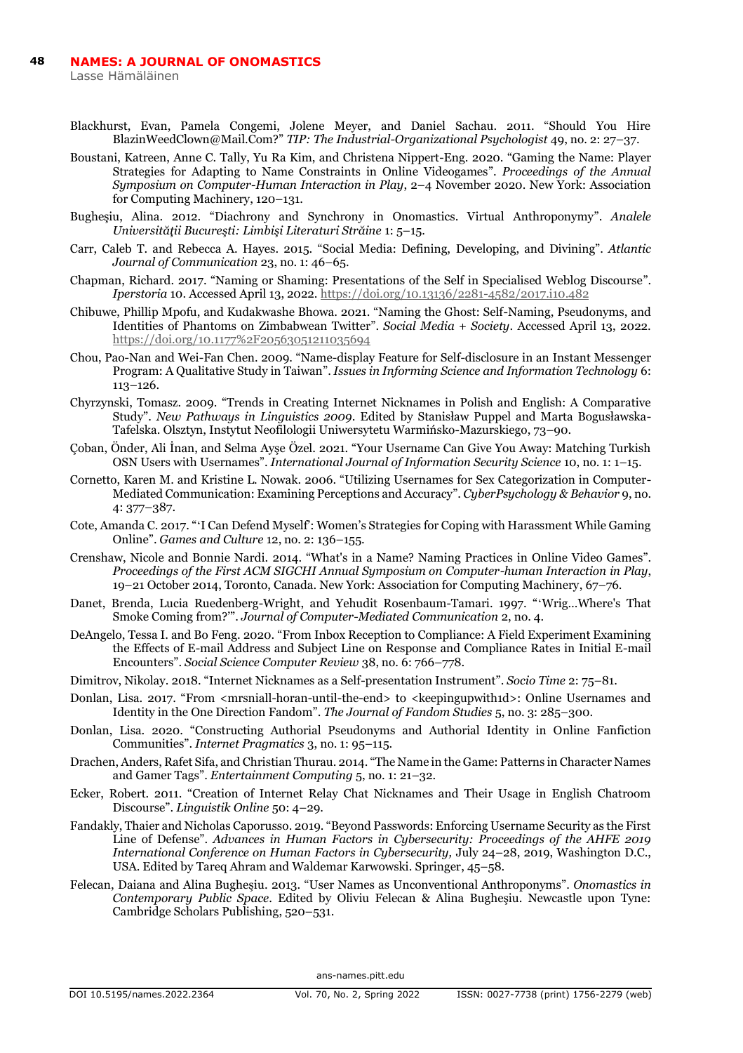Blackhurst, Evan, Pamela Congemi, Jolene Meyer, and Daniel Sachau. 2011. "Should You Hire BlazinWeedClown@Mail.Com?" *TIP: The Industrial-Organizational Psychologist* 49, no. 2: 27–37.

Boustani, Katreen, Anne C. Tally, Yu Ra Kim, and Christena Nippert-Eng. 2020. "Gaming the Name: Player Strategies for Adapting to Name Constraints in Online Videogames". *Proceedings of the Annual Symposium on Computer-Human Interaction in Play*, 2–4 November 2020. New York: Association for Computing Machinery, 120–131.

Bugheşiu, Alina. 2012. "Diachrony and Synchrony in Onomastics. Virtual Anthroponymy". *Analele Universităţii Bucureşti: Limbi şi Literaturi Străine* 1: 5–15.

Carr, Caleb T. and Rebecca A. Hayes. 2015. "Social Media: Defining, Developing, and Divining". *Atlantic Journal of Communication* 23, no. 1: 46–65.

Chapman, Richard. 2017. "Naming or Shaming: Presentations of the Self in Specialised Weblog Discourse". *Iperstoria* 10. Accessed April 13, 2022. https://doi.org/10.13136/2281-4582/2017.i10.482

Chibuwe, Phillip Mpofu, and Kudakwashe Bhowa. 2021. "Naming the Ghost: Self-Naming, Pseudonyms, and Identities of Phantoms on Zimbabwean Twitter". *Social Media + Society*. Accessed April 13, 2022. https://doi.org/10.1177%2F20563051211035694

Chou, Pao-Nan and Wei-Fan Chen. 2009. "Name-display Feature for Self-disclosure in an Instant Messenger Program: A Qualitative Study in Taiwan". *Issues in Informing Science and Information Technology* 6: 113–126.

Chyrzynski, Tomasz. 2009. "Trends in Creating Internet Nicknames in Polish and English: A Comparative Study". *New Pathways in Linguistics 2009*. Edited by Stanisław Puppel and Marta Bogusławska-Tafelska. Olsztyn, Instytut Neofilologii Uniwersytetu Warmińsko-Mazurskiego, 73–90.

Çoban, Önder, Ali İnan, and Selma Ayşe Özel. 2021. "Your Username Can Give You Away: Matching Turkish OSN Users with Usernames". *International Journal of Information Security Science* 10, no. 1: 1–15.

Cornetto, Karen M. and Kristine L. Nowak. 2006. "Utilizing Usernames for Sex Categorization in Computer-Mediated Communication: Examining Perceptions and Accuracy". *CyberPsychology & Behavior* 9, no. 4: 377–387.

Cote, Amanda C. 2017. "'I Can Defend Myself': Women's Strategies for Coping with Harassment While Gaming Online". *Games and Culture* 12, no. 2: 136–155.

Crenshaw, Nicole and Bonnie Nardi. 2014. "What's in a Name? Naming Practices in Online Video Games". *Proceedings of the First ACM SIGCHI Annual Symposium on Computer-human Interaction in Play*, 19–21 October 2014, Toronto, Canada. New York: Association for Computing Machinery, 67–76.

Danet, Brenda, Lucia Ruedenberg-Wright, and Yehudit Rosenbaum-Tamari. 1997. "'Wrig…Where's That Smoke Coming from?'". *Journal of Computer-Mediated Communication* 2, no. 4.

DeAngelo, Tessa I. and Bo Feng. 2020. "From Inbox Reception to Compliance: A Field Experiment Examining the Effects of E-mail Address and Subject Line on Response and Compliance Rates in Initial E-mail Encounters". *Social Science Computer Review* 38, no. 6: 766–778.

Dimitrov, Nikolay. 2018. "Internet Nicknames as a Self-presentation Instrument". *Socio Time* 2: 75–81.

Donlan, Lisa. 2017. "From <mrsniall-horan-until-the-end> to <keepingupwith1d>: Online Usernames and Identity in the One Direction Fandom". *The Journal of Fandom Studies* 5, no. 3: 285–300.

Donlan, Lisa. 2020. "Constructing Authorial Pseudonyms and Authorial Identity in Online Fanfiction Communities". *Internet Pragmatics* 3, no. 1: 95–115.

Drachen, Anders, Rafet Sifa, and Christian Thurau. 2014. "The Name in the Game: Patterns in Character Names and Gamer Tags". *Entertainment Computing* 5, no. 1: 21–32.

Ecker, Robert. 2011. "Creation of Internet Relay Chat Nicknames and Their Usage in English Chatroom Discourse". *Linguistik Online* 50: 4–29.

Fandakly, Thaier and Nicholas Caporusso. 2019. "Beyond Passwords: Enforcing Username Security as the First Line of Defense". *Advances in Human Factors in Cybersecurity: Proceedings of the AHFE 2019 International Conference on Human Factors in Cybersecurity,* July 24–28, 2019, Washington D.C., USA. Edited by Tareq Ahram and Waldemar Karwowski. Springer, 45–58.

Felecan, Daiana and Alina Bugheşiu. 2013. "User Names as Unconventional Anthroponyms". *Onomastics in Contemporary Public Space*. Edited by Oliviu Felecan & Alina Bugheşiu. Newcastle upon Tyne: Cambridge Scholars Publishing, 520–531.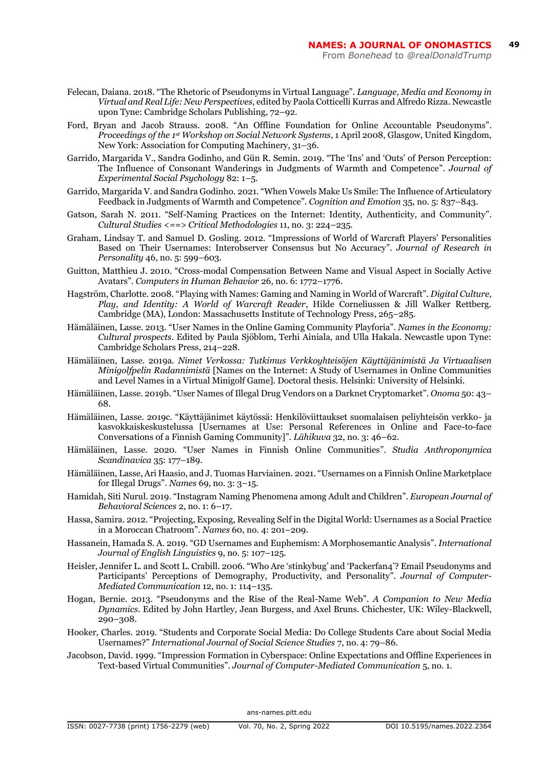Felecan, Daiana. 2018. “The Rhetoric of Pseudonyms in Virtual Language”. *Language, Media and Economy in Virtual and Real Life: New Perspectives*, edited by Paola Cotticelli Kurras and Alfredo Rizza. Newcastle upon Tyne: Cambridge Scholars Publishing, 72–92.

Ford, Bryan and Jacob Strauss. 2008. “An Offline Foundation for Online Accountable Pseudonyms”. *Proceedings of the 1st Workshop on Social Network Systems*, 1 April 2008, Glasgow, United Kingdom, New York: Association for Computing Machinery, 31–36.

Garrido, Margarida V., Sandra Godinho, and Gün R. Semin. 2019. “The ‘Ins’ and ‘Outs’ of Person Perception: The Influence of Consonant Wanderings in Judgments of Warmth and Competence”. *Journal of Experimental Social Psychology* 82: 1–5.

Garrido, Margarida V. and Sandra Godinho. 2021. “When Vowels Make Us Smile: The Influence of Articulatory Feedback in Judgments of Warmth and Competence”. *Cognition and Emotion* 35, no. 5: 837–843.

Gatson, Sarah N. 2011. “Self-Naming Practices on the Internet: Identity, Authenticity, and Community”. *Cultural Studies <==> Critical Methodologies* 11, no. 3: 224–235.

Graham, Lindsay T. and Samuel D. Gosling. 2012. “Impressions of World of Warcraft Players’ Personalities Based on Their Usernames: Interobserver Consensus but No Accuracy”. *Journal of Research in Personality* 46, no. 5: 599–603.

Guitton, Matthieu J. 2010. “Cross-modal Compensation Between Name and Visual Aspect in Socially Active Avatars”. *Computers in Human Behavior* 26, no. 6: 1772–1776.

Hagström, Charlotte. 2008. “Playing with Names: Gaming and Naming in World of Warcraft”. *Digital Culture, Play, and Identity: A World of Warcraft Reader*, Hilde Corneliussen & Jill Walker Rettberg. Cambridge (MA), London: Massachusetts Institute of Technology Press, 265–285.

Hämäläinen, Lasse. 2013. “User Names in the Online Gaming Community Playforia”. *Names in the Economy: Cultural prospects*. Edited by Paula Sjöblom, Terhi Ainiala, and Ulla Hakala. Newcastle upon Tyne: Cambridge Scholars Press, 214–228.

Hämäläinen, Lasse. 2019a. *Nimet Verkossa: Tutkimus Verkkoyhteisöjen Käyttäjänimistä Ja Virtuaalisen Minigolfpelin Radannimistä* [Names on the Internet: A Study of Usernames in Online Communities and Level Names in a Virtual Minigolf Game]. Doctoral thesis. Helsinki: University of Helsinki.

Hämäläinen, Lasse. 2019b. “User Names of Illegal Drug Vendors on a Darknet Cryptomarket”. *Onoma* 50: 43–68.

Hämäläinen, Lasse. 2019c. “Käyttäjänimet käytössä: Henkilöviittaukset suomalaisen peliyhteisön verkko- ja kasvokkaiskeskustelussa [Usernames at Use: Personal References in Online and Face-to-face Conversations of a Finnish Gaming Community]”. *Lähikuva* 32, no. 3: 46–62.

Hämäläinen, Lasse. 2020. “User Names in Finnish Online Communities”. *Studia Anthroponymica Scandinavica* 35: 177–189.

Hämäläinen, Lasse, Ari Haasio, and J. Tuomas Harviainen. 2021. “Usernames on a Finnish Online Marketplace for Illegal Drugs”. *Names* 69, no. 3: 3–15.

Hamidah, Siti Nurul. 2019. “Instagram Naming Phenomena among Adult and Children”. *European Journal of Behavioral Sciences* 2, no. 1: 6–17.

Hassa, Samira. 2012. “Projecting, Exposing, Revealing Self in the Digital World: Usernames as a Social Practice in a Moroccan Chatroom”. *Names* 60, no. 4: 201–209.

Hassanein, Hamada S. A. 2019. “GD Usernames and Euphemism: A Morphosemantic Analysis”. *International Journal of English Linguistics* 9, no. 5: 107–125.

Heisler, Jennifer L. and Scott L. Crabill. 2006. “Who Are ‘stinkybug’ and ‘Packerfan4’? Email Pseudonyms and Participants’ Perceptions of Demography, Productivity, and Personality”. *Journal of Computer-Mediated Communication* 12, no. 1: 114–135.

Hogan, Bernie. 2013. “Pseudonyms and the Rise of the Real-Name Web”. *A Companion to New Media Dynamics*. Edited by John Hartley, Jean Burgess, and Axel Bruns. Chichester, UK: Wiley-Blackwell, 290–308.

Hooker, Charles. 2019. “Students and Corporate Social Media: Do College Students Care about Social Media Usernames?” *International Journal of Social Science Studies* 7, no. 4: 79–86.

Jacobson, David. 1999. “Impression Formation in Cyberspace: Online Expectations and Offline Experiences in Text-based Virtual Communities”. *Journal of Computer-Mediated Communication* 5, no. 1.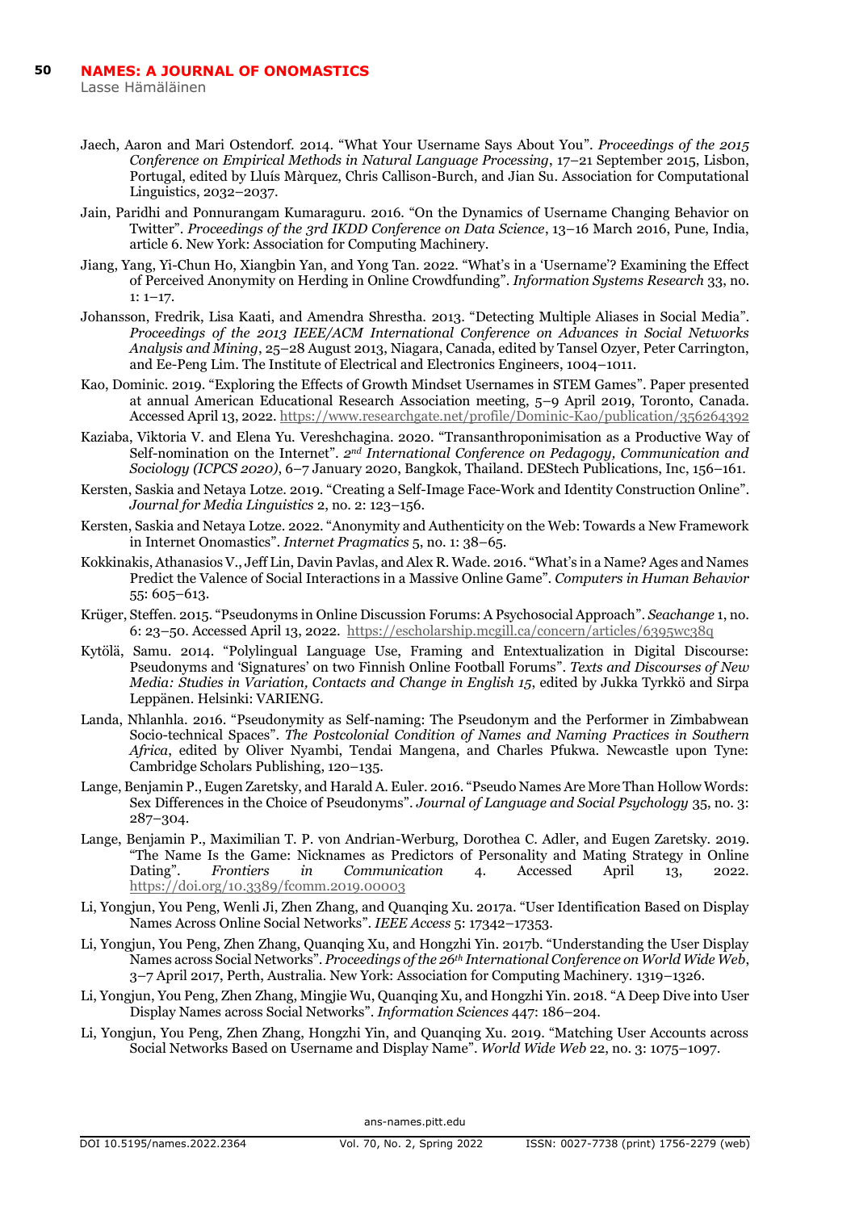Jaech, Aaron and Mari Ostendorf. 2014. "What Your Username Says About You". *Proceedings of the 2015 Conference on Empirical Methods in Natural Language Processing*, 17–21 September 2015, Lisbon, Portugal, edited by Lluís Màrquez, Chris Callison-Burch, and Jian Su. Association for Computational Linguistics, 2032–2037.

Jain, Paridhi and Ponnurangam Kumaraguru. 2016. "On the Dynamics of Username Changing Behavior on Twitter". *Proceedings of the 3rd IKDD Conference on Data Science*, 13–16 March 2016, Pune, India, article 6. New York: Association for Computing Machinery.

Jiang, Yang, Yi-Chun Ho, Xiangbin Yan, and Yong Tan. 2022. "What's in a 'Username'? Examining the Effect of Perceived Anonymity on Herding in Online Crowdfunding". *Information Systems Research* 33, no. 1: 1–17.

Johansson, Fredrik, Lisa Kaati, and Amendra Shrestha. 2013. "Detecting Multiple Aliases in Social Media". *Proceedings of the 2013 IEEE/ACM International Conference on Advances in Social Networks Analysis and Mining*, 25–28 August 2013, Niagara, Canada, edited by Tansel Ozyer, Peter Carrington, and Ee-Peng Lim. The Institute of Electrical and Electronics Engineers, 1004–1011.

Kao, Dominic. 2019. "Exploring the Effects of Growth Mindset Usernames in STEM Games". Paper presented at annual American Educational Research Association meeting, 5–9 April 2019, Toronto, Canada. Accessed April 13, 2022. https://www.researchgate.net/profile/Dominic-Kao/publication/356264392

Kaziaba, Viktoria V. and Elena Yu. Vereshchagina. 2020. "Transanthroponimisation as a Productive Way of Self-nomination on the Internet". *2nd International Conference on Pedagogy, Communication and Sociology (ICPCS 2020)*, 6–7 January 2020, Bangkok, Thailand. DEStech Publications, Inc, 156–161.

Kersten, Saskia and Netaya Lotze. 2019. "Creating a Self-Image Face-Work and Identity Construction Online". *Journal for Media Linguistics* 2, no. 2: 123–156.

Kersten, Saskia and Netaya Lotze. 2022. "Anonymity and Authenticity on the Web: Towards a New Framework in Internet Onomastics". *Internet Pragmatics* 5, no. 1: 38–65.

Kokkinakis, Athanasios V., Jeff Lin, Davin Pavlas, and Alex R. Wade. 2016. "What's in a Name? Ages and Names Predict the Valence of Social Interactions in a Massive Online Game". *Computers in Human Behavior* 55: 605–613.

Krüger, Steffen. 2015. "Pseudonyms in Online Discussion Forums: A Psychosocial Approach". *Seachange* 1, no. 6: 23–50. Accessed April 13, 2022. https://escholarship.mcgill.ca/concern/articles/6395wc38q

Kytölä, Samu. 2014. "Polylingual Language Use, Framing and Entextualization in Digital Discourse: Pseudonyms and 'Signatures' on two Finnish Online Football Forums". *Texts and Discourses of New Media: Studies in Variation, Contacts and Change in English 15*, edited by Jukka Tyrkkö and Sirpa Leppänen. Helsinki: VARIENG.

Landa, Nhlanhla. 2016. "Pseudonymity as Self-naming: The Pseudonym and the Performer in Zimbabwean Socio-technical Spaces". *The Postcolonial Condition of Names and Naming Practices in Southern Africa*, edited by Oliver Nyambi, Tendai Mangena, and Charles Pfukwa. Newcastle upon Tyne: Cambridge Scholars Publishing, 120–135.

Lange, Benjamin P., Eugen Zaretsky, and Harald A. Euler. 2016. "Pseudo Names Are More Than Hollow Words: Sex Differences in the Choice of Pseudonyms". *Journal of Language and Social Psychology* 35, no. 3: 287–304.

Lange, Benjamin P., Maximilian T. P. von Andrian-Werburg, Dorothea C. Adler, and Eugen Zaretsky. 2019. "The Name Is the Game: Nicknames as Predictors of Personality and Mating Strategy in Online Dating". *Frontiers in Communication* 4. Accessed April 13, 2022. https://doi.org/10.3389/fcomm.2019.00003

Li, Yongjun, You Peng, Wenli Ji, Zhen Zhang, and Quanqing Xu. 2017a. "User Identification Based on Display Names Across Online Social Networks". *IEEE Access* 5: 17342–17353.

Li, Yongjun, You Peng, Zhen Zhang, Quanqing Xu, and Hongzhi Yin. 2017b. "Understanding the User Display Names across Social Networks". *Proceedings of the 26th International Conference on World Wide Web*, 3–7 April 2017, Perth, Australia. New York: Association for Computing Machinery. 1319–1326.

Li, Yongjun, You Peng, Zhen Zhang, Mingjie Wu, Quanqing Xu, and Hongzhi Yin. 2018. "A Deep Dive into User Display Names across Social Networks". *Information Sciences* 447: 186–204.

Li, Yongjun, You Peng, Zhen Zhang, Hongzhi Yin, and Quanqing Xu. 2019. "Matching User Accounts across Social Networks Based on Username and Display Name". *World Wide Web* 22, no. 3: 1075–1097.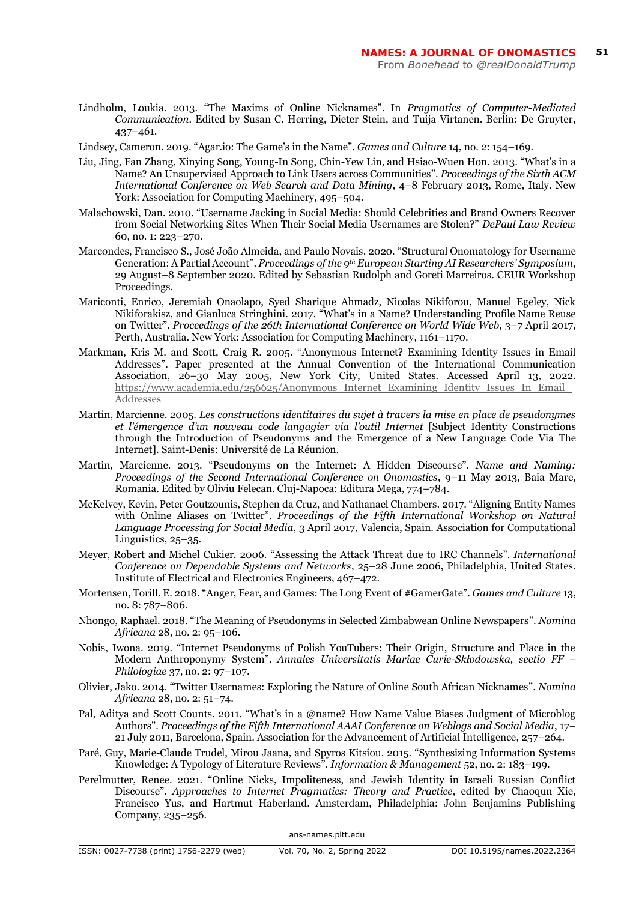Lindholm, Loukia. 2013. "The Maxims of Online Nicknames". In *Pragmatics of Computer-Mediated Communication*. Edited by Susan C. Herring, Dieter Stein, and Tuija Virtanen. Berlin: De Gruyter, 437–461.

Lindsey, Cameron. 2019. "Agar.io: The Game's in the Name". *Games and Culture* 14, no. 2: 154–169.

Liu, Jing, Fan Zhang, Xinying Song, Young-In Song, Chin-Yew Lin, and Hsiao-Wuen Hon. 2013. "What's in a Name? An Unsupervised Approach to Link Users across Communities". *Proceedings of the Sixth ACM International Conference on Web Search and Data Mining*, 4–8 February 2013, Rome, Italy. New York: Association for Computing Machinery, 495–504.

Malachowski, Dan. 2010. "Username Jacking in Social Media: Should Celebrities and Brand Owners Recover from Social Networking Sites When Their Social Media Usernames are Stolen?" *DePaul Law Review* 60, no. 1: 223–270.

Marcondes, Francisco S., José João Almeida, and Paulo Novais. 2020. "Structural Onomatology for Username Generation: A Partial Account". *Proceedings of the 9th European Starting AI Researchers' Symposium*, 29 August–8 September 2020. Edited by Sebastian Rudolph and Goreti Marreiros. CEUR Workshop Proceedings.

Mariconti, Enrico, Jeremiah Onaolapo, Syed Sharique Ahmadz, Nicolas Nikiforou, Manuel Egeley, Nick Nikiforakisz, and Gianluca Stringhini. 2017. "What's in a Name? Understanding Profile Name Reuse on Twitter". *Proceedings of the 26th International Conference on World Wide Web*, 3–7 April 2017, Perth, Australia. New York: Association for Computing Machinery, 1161–1170.

Markman, Kris M. and Scott, Craig R. 2005. "Anonymous Internet? Examining Identity Issues in Email Addresses". Paper presented at the Annual Convention of the International Communication Association, 26–30 May 2005, New York City, United States. Accessed April 13, 2022. https://www.academia.edu/256625/Anonymous_Internet_Examining_Identity_Issues_In_Email_Addresses

Martin, Marcienne. 2005. *Les constructions identitaires du sujet à travers la mise en place de pseudonymes et l'émergence d'un nouveau code langagier via l'outil Internet* [Subject Identity Constructions through the Introduction of Pseudonyms and the Emergence of a New Language Code Via The Internet]. Saint-Denis: Université de La Réunion.

Martin, Marcienne. 2013. "Pseudonyms on the Internet: A Hidden Discourse". *Name and Naming: Proceedings of the Second International Conference on Onomastics*, 9–11 May 2013, Baia Mare, Romania. Edited by Oliviu Felecan. Cluj-Napoca: Editura Mega, 774–784.

McKelvey, Kevin, Peter Goutzounis, Stephen da Cruz, and Nathanael Chambers. 2017. "Aligning Entity Names with Online Aliases on Twitter". *Proceedings of the Fifth International Workshop on Natural Language Processing for Social Media*, 3 April 2017, Valencia, Spain. Association for Computational Linguistics, 25–35.

Meyer, Robert and Michel Cukier. 2006. "Assessing the Attack Threat due to IRC Channels". *International Conference on Dependable Systems and Networks*, 25–28 June 2006, Philadelphia, United States. Institute of Electrical and Electronics Engineers, 467–472.

Mortensen, Torill. E. 2018. "Anger, Fear, and Games: The Long Event of #GamerGate". *Games and Culture* 13, no. 8: 787–806.

Nhongo, Raphael. 2018. "The Meaning of Pseudonyms in Selected Zimbabwean Online Newspapers". *Nomina Africana* 28, no. 2: 95–106.

Nobis, Iwona. 2019. "Internet Pseudonyms of Polish YouTubers: Their Origin, Structure and Place in the Modern Anthroponymy System". *Annales Universitatis Mariae Curie-Skłodowska, sectio FF – Philologiae* 37, no. 2: 97–107.

Olivier, Jako. 2014. "Twitter Usernames: Exploring the Nature of Online South African Nicknames". *Nomina Africana* 28, no. 2: 51–74.

Pal, Aditya and Scott Counts. 2011. "What's in a @name? How Name Value Biases Judgment of Microblog Authors". *Proceedings of the Fifth International AAAI Conference on Weblogs and Social Media*, 17–21 July 2011, Barcelona, Spain. Association for the Advancement of Artificial Intelligence, 257–264.

Paré, Guy, Marie-Claude Trudel, Mirou Jaana, and Spyros Kitsiou. 2015. "Synthesizing Information Systems Knowledge: A Typology of Literature Reviews". *Information & Management* 52, no. 2: 183–199.

Perelmutter, Renee. 2021. "Online Nicks, Impoliteness, and Jewish Identity in Israeli Russian Conflict Discourse". *Approaches to Internet Pragmatics: Theory and Practice*, edited by Chaoqun Xie, Francisco Yus, and Hartmut Haberland. Amsterdam, Philadelphia: John Benjamins Publishing Company, 235–256.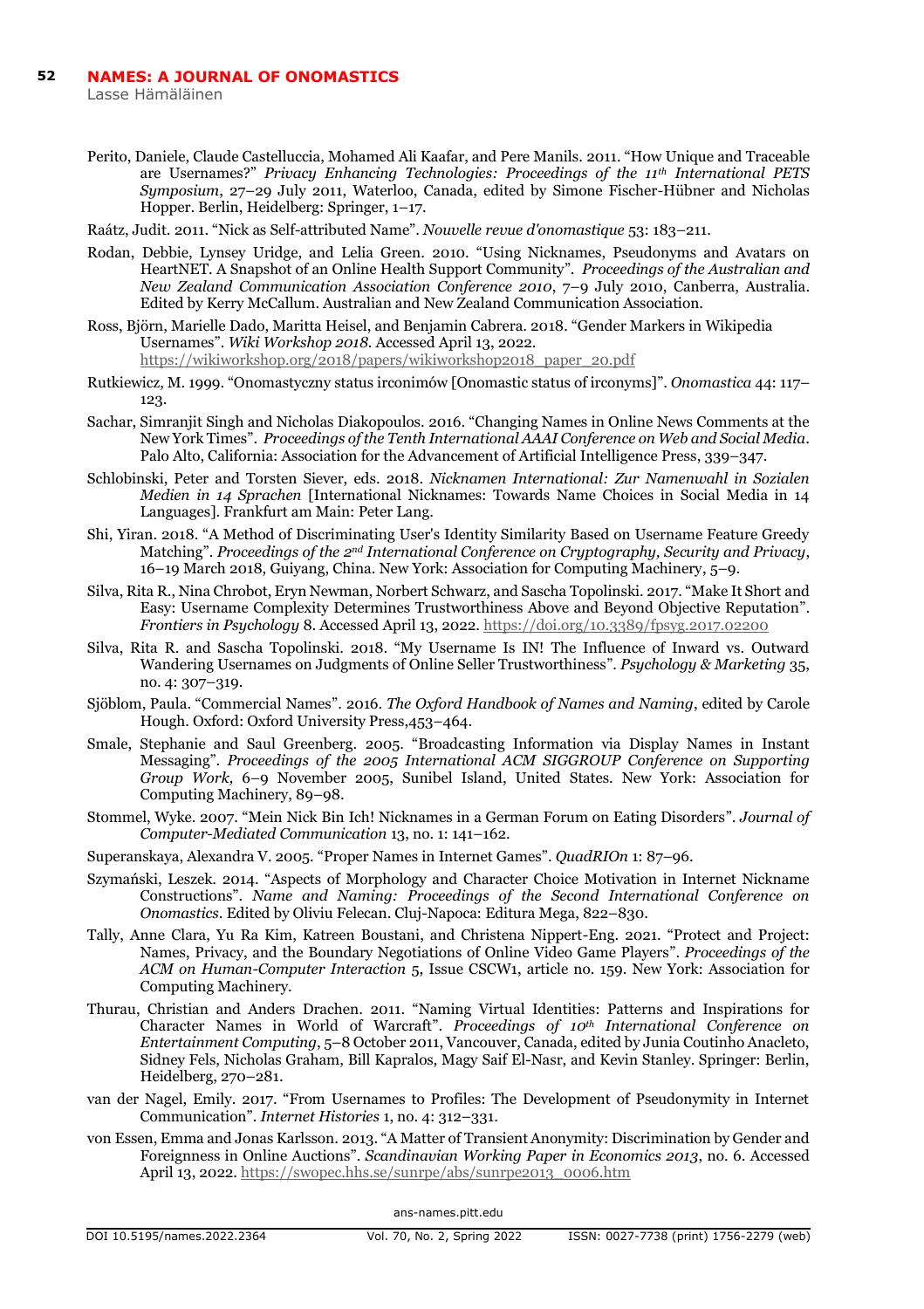Perito, Daniele, Claude Castelluccia, Mohamed Ali Kaafar, and Pere Manils. 2011. "How Unique and Traceable are Usernames?" *Privacy Enhancing Technologies: Proceedings of the 11th International PETS Symposium*, 27–29 July 2011, Waterloo, Canada, edited by Simone Fischer-Hübner and Nicholas Hopper. Berlin, Heidelberg: Springer, 1–17.

Raátz, Judit. 2011. "Nick as Self-attributed Name". *Nouvelle revue d'onomastique* 53: 183–211.

Rodan, Debbie, Lynsey Uridge, and Lelia Green. 2010. "Using Nicknames, Pseudonyms and Avatars on HeartNET. A Snapshot of an Online Health Support Community". *Proceedings of the Australian and New Zealand Communication Association Conference 2010*, 7–9 July 2010, Canberra, Australia. Edited by Kerry McCallum. Australian and New Zealand Communication Association.

Ross, Björn, Marielle Dado, Maritta Heisel, and Benjamin Cabrera. 2018. "Gender Markers in Wikipedia Usernames". *Wiki Workshop 2018*. Accessed April 13, 2022. https://wikiworkshop.org/2018/papers/wikiworkshop2018_paper_20.pdf

Rutkiewicz, M. 1999. "Onomastyczny status irconimów [Onomastic status of irconyms]". *Onomastica* 44: 117–123.

Sachar, Simranjit Singh and Nicholas Diakopoulos. 2016. "Changing Names in Online News Comments at the New York Times". *Proceedings of the Tenth International AAAI Conference on Web and Social Media*. Palo Alto, California: Association for the Advancement of Artificial Intelligence Press, 339–347.

Schlobinski, Peter and Torsten Siever, eds. 2018. *Nicknamen International: Zur Namenwahl in Sozialen Medien in 14 Sprachen* [International Nicknames: Towards Name Choices in Social Media in 14 Languages]. Frankfurt am Main: Peter Lang.

Shi, Yiran. 2018. "A Method of Discriminating User's Identity Similarity Based on Username Feature Greedy Matching". *Proceedings of the 2nd International Conference on Cryptography, Security and Privacy*, 16–19 March 2018, Guiyang, China. New York: Association for Computing Machinery, 5–9.

Silva, Rita R., Nina Chrobot, Eryn Newman, Norbert Schwarz, and Sascha Topolinski. 2017. "Make It Short and Easy: Username Complexity Determines Trustworthiness Above and Beyond Objective Reputation". *Frontiers in Psychology* 8. Accessed April 13, 2022. https://doi.org/10.3389/fpsyg.2017.02200

Silva, Rita R. and Sascha Topolinski. 2018. "My Username Is IN! The Influence of Inward vs. Outward Wandering Usernames on Judgments of Online Seller Trustworthiness". *Psychology & Marketing* 35, no. 4: 307–319.

Sjöblom, Paula. "Commercial Names". 2016. *The Oxford Handbook of Names and Naming*, edited by Carole Hough. Oxford: Oxford University Press,453–464.

Smale, Stephanie and Saul Greenberg. 2005. "Broadcasting Information via Display Names in Instant Messaging". *Proceedings of the 2005 International ACM SIGGROUP Conference on Supporting Group Work*, 6–9 November 2005, Sunibel Island, United States. New York: Association for Computing Machinery, 89–98.

Stommel, Wyke. 2007. "Mein Nick Bin Ich! Nicknames in a German Forum on Eating Disorders". *Journal of Computer-Mediated Communication* 13, no. 1: 141–162.

Superanskaya, Alexandra V. 2005. "Proper Names in Internet Games". *QuadRIOn* 1: 87–96.

Szymański, Leszek. 2014. "Aspects of Morphology and Character Choice Motivation in Internet Nickname Constructions". *Name and Naming: Proceedings of the Second International Conference on Onomastics*. Edited by Oliviu Felecan. Cluj-Napoca: Editura Mega, 822–830.

Tally, Anne Clara, Yu Ra Kim, Katreen Boustani, and Christena Nippert-Eng. 2021. "Protect and Project: Names, Privacy, and the Boundary Negotiations of Online Video Game Players". *Proceedings of the ACM on Human-Computer Interaction* 5, Issue CSCW1, article no. 159. New York: Association for Computing Machinery.

Thurau, Christian and Anders Drachen. 2011. "Naming Virtual Identities: Patterns and Inspirations for Character Names in World of Warcraft". *Proceedings of 10th International Conference on Entertainment Computing*, 5–8 October 2011, Vancouver, Canada, edited by Junia Coutinho Anacleto, Sidney Fels, Nicholas Graham, Bill Kapralos, Magy Saif El-Nasr, and Kevin Stanley. Springer: Berlin, Heidelberg, 270–281.

van der Nagel, Emily. 2017. "From Usernames to Profiles: The Development of Pseudonymity in Internet Communication". *Internet Histories* 1, no. 4: 312–331.

von Essen, Emma and Jonas Karlsson. 2013. "A Matter of Transient Anonymity: Discrimination by Gender and Foreignness in Online Auctions". *Scandinavian Working Paper in Economics 2013*, no. 6. Accessed April 13, 2022. https://swopec.hhs.se/sunrpe/abs/sunrpe2013_0006.htm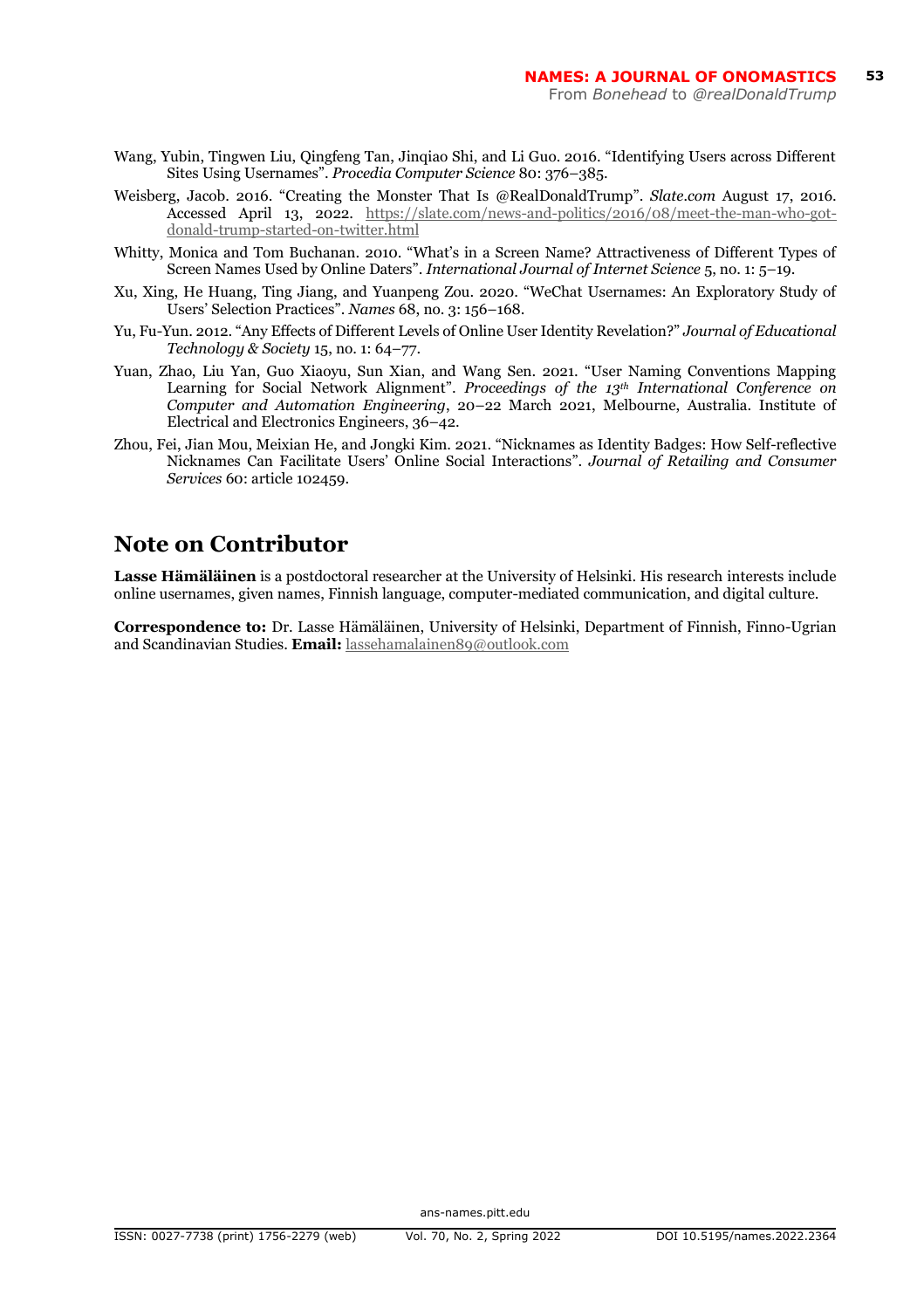Wang, Yubin, Tingwen Liu, Qingfeng Tan, Jinqiao Shi, and Li Guo. 2016. "Identifying Users across Different Sites Using Usernames". *Procedia Computer Science* 80: 376–385.

Weisberg, Jacob. 2016. "Creating the Monster That Is @RealDonaldTrump". *Slate.com* August 17, 2016. Accessed April 13, 2022. https://slate.com/news-and-politics/2016/08/meet-the-man-who-got-donald-trump-started-on-twitter.html

Whitty, Monica and Tom Buchanan. 2010. "What's in a Screen Name? Attractiveness of Different Types of Screen Names Used by Online Daters". *International Journal of Internet Science* 5, no. 1: 5–19.

Xu, Xing, He Huang, Ting Jiang, and Yuanpeng Zou. 2020. "WeChat Usernames: An Exploratory Study of Users' Selection Practices". *Names* 68, no. 3: 156–168.

Yu, Fu-Yun. 2012. "Any Effects of Different Levels of Online User Identity Revelation?" *Journal of Educational Technology & Society* 15, no. 1: 64–77.

Yuan, Zhao, Liu Yan, Guo Xiaoyu, Sun Xian, and Wang Sen. 2021. "User Naming Conventions Mapping Learning for Social Network Alignment". *Proceedings of the 13th International Conference on Computer and Automation Engineering*, 20–22 March 2021, Melbourne, Australia. Institute of Electrical and Electronics Engineers, 36–42.

Zhou, Fei, Jian Mou, Meixian He, and Jongki Kim. 2021. "Nicknames as Identity Badges: How Self-reflective Nicknames Can Facilitate Users' Online Social Interactions". *Journal of Retailing and Consumer Services* 60: article 102459.

## Note on Contributor

**Lasse Hämäläinen** is a postdoctoral researcher at the University of Helsinki. His research interests include online usernames, given names, Finnish language, computer-mediated communication, and digital culture.

**Correspondence to:** Dr. Lasse Hämäläinen, University of Helsinki, Department of Finnish, Finno-Ugrian and Scandinavian Studies. **Email:** lassehamalainen89@outlook.com